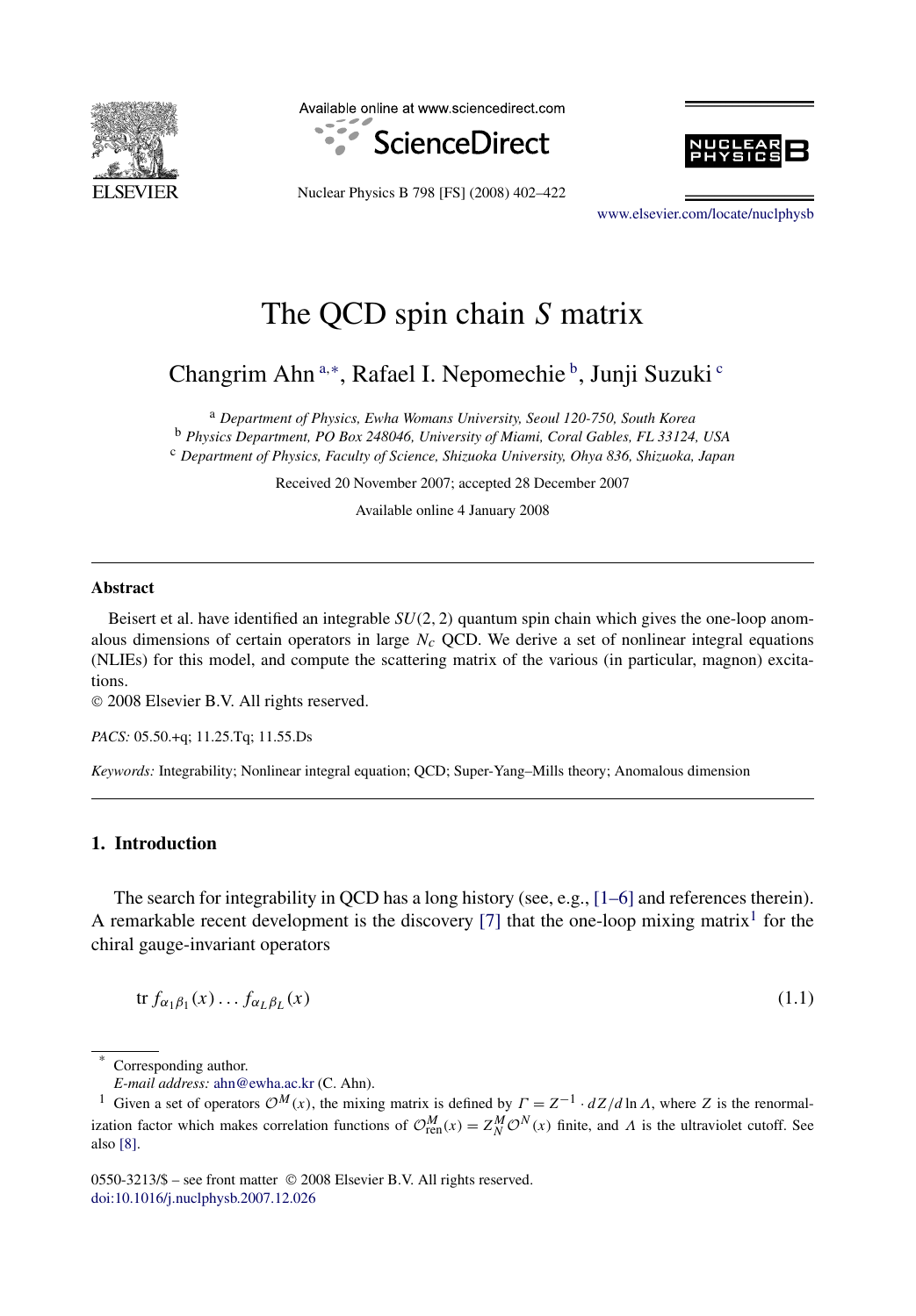# The QCD spin chain $S$ matrix

Changrim Ahn [a,*], Rafael I. Nepomechie [b], Junji Suzuki [c]

[a] *Department of Physics, Ewha Womans University, Seoul 120-750, South Korea*
[b] *Physics Department, PO Box 248046, University of Miami, Coral Gables, FL 33124, USA*
[c] *Department of Physics, Faculty of Science, Shizuoka University, Ohya 836, Shizuoka, Japan*

Received 20 November 2007; accepted 28 December 2007

Available online 4 January 2008

---

## Abstract

Beisert et al. have identified an integrable $SU(2,2)$ quantum spin chain which gives the one-loop anomalous dimensions of certain operators in large $N_c$ QCD. We derive a set of nonlinear integral equations (NLIEs) for this model, and compute the scattering matrix of the various (in particular, magnon) excitations.

© 2008 Elsevier B.V. All rights reserved.

*PACS:* 05.50.+q; 11.25.Tq; 11.55.Ds

*Keywords:* Integrability; Nonlinear integral equation; QCD; Super-Yang–Mills theory; Anomalous dimension

---

## 1. Introduction

The search for integrability in QCD has a long history (see, e.g., [1–6] and references therein). A remarkable recent development is the discovery [7] that the one-loop mixing matrix[1] for the chiral gauge-invariant operators

$$\mathrm{tr}\, f_{\alpha_1\beta_1}(x)\ldots f_{\alpha_L\beta_L}(x) \tag{1.1}$$

---

\* Corresponding author.
*E-mail address:* ahn@ewha.ac.kr (C. Ahn).

[1] Given a set of operators $\mathcal{O}^M(x)$, the mixing matrix is defined by $\Gamma = Z^{-1} \cdot dZ/d\ln\Lambda$, where $Z$ is the renormalization factor which makes correlation functions of $\mathcal{O}^M_{\mathrm{ren}}(x) = Z^M_N \mathcal{O}^N(x)$ finite, and $\Lambda$ is the ultraviolet cutoff. See also [8].

0550-3213/$ – see front matter © 2008 Elsevier B.V. All rights reserved.
doi:10.1016/j.nuclphysb.2007.12.026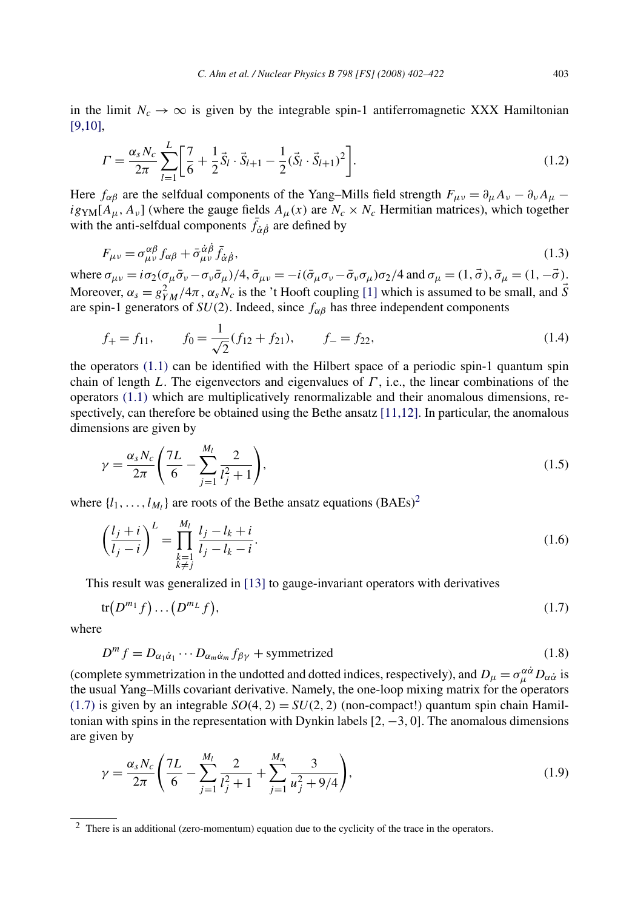in the limit $N_c \to \infty$ is given by the integrable spin-1 antiferromagnetic XXX Hamiltonian [9,10],

$$\Gamma = \frac{\alpha_s N_c}{2\pi} \sum_{l=1}^{L} \left[ \frac{7}{6} + \frac{1}{2} \vec{S}_l \cdot \vec{S}_{l+1} - \frac{1}{2} (\vec{S}_l \cdot \vec{S}_{l+1})^2 \right]. \tag{1.2}$$

Here $f_{\alpha\beta}$ are the selfdual components of the Yang–Mills field strength $F_{\mu\nu} = \partial_\mu A_\nu - \partial_\nu A_\mu - i g_{\mathrm{YM}}[A_\mu, A_\nu]$ (where the gauge fields $A_\mu(x)$ are $N_c \times N_c$ Hermitian matrices), which together with the anti-selfdual components $\bar{f}_{\dot\alpha\dot\beta}$ are defined by

$$F_{\mu\nu} = \sigma_{\mu\nu}^{\alpha\beta} f_{\alpha\beta} + \bar{\sigma}_{\mu\nu}^{\dot\alpha\dot\beta} \bar{f}_{\dot\alpha\dot\beta}, \tag{1.3}$$

where $\sigma_{\mu\nu} = i\sigma_2(\sigma_\mu \bar{\sigma}_\nu - \sigma_\nu \bar{\sigma}_\mu)/4$, $\bar{\sigma}_{\mu\nu} = -i(\bar{\sigma}_\mu \sigma_\nu - \bar{\sigma}_\nu \sigma_\mu)\sigma_2/4$ and $\sigma_\mu = (1, \vec{\sigma})$, $\bar{\sigma}_\mu = (1, -\vec{\sigma})$. Moreover, $\alpha_s = g_{YM}^2/4\pi$, $\alpha_s N_c$ is the 't Hooft coupling [1] which is assumed to be small, and $\vec{S}$ are spin-1 generators of $SU(2)$. Indeed, since $f_{\alpha\beta}$ has three independent components

$$f_+ = f_{11}, \qquad f_0 = \frac{1}{\sqrt{2}}(f_{12} + f_{21}), \qquad f_- = f_{22}, \tag{1.4}$$

the operators (1.1) can be identified with the Hilbert space of a periodic spin-1 quantum spin chain of length $L$. The eigenvectors and eigenvalues of $\Gamma$, i.e., the linear combinations of the operators (1.1) which are multiplicatively renormalizable and their anomalous dimensions, respectively, can therefore be obtained using the Bethe ansatz [11,12]. In particular, the anomalous dimensions are given by

$$\gamma = \frac{\alpha_s N_c}{2\pi} \left( \frac{7L}{6} - \sum_{j=1}^{M_l} \frac{2}{l_j^2 + 1} \right), \tag{1.5}$$

where $\{l_1, \ldots, l_{M_l}\}$ are roots of the Bethe ansatz equations (BAEs)[2]

$$\left( \frac{l_j + i}{l_j - i} \right)^L = \prod_{\substack{k=1 \\ k \neq j}}^{M_l} \frac{l_j - l_k + i}{l_j - l_k - i}. \tag{1.6}$$

This result was generalized in [13] to gauge-invariant operators with derivatives

$$\mathrm{tr}\big(D^{m_1} f\big) \ldots \big(D^{m_L} f\big), \tag{1.7}$$

where

$$D^m f = D_{\alpha_1\dot\alpha_1} \cdots D_{\alpha_m\dot\alpha_m} f_{\beta\gamma} + \text{symmetrized} \tag{1.8}$$

(complete symmetrization in the undotted and dotted indices, respectively), and $D_\mu = \sigma_\mu^{\alpha\dot\alpha} D_{\alpha\dot\alpha}$ is the usual Yang–Mills covariant derivative. Namely, the one-loop mixing matrix for the operators (1.7) is given by an integrable $SO(4,2) = SU(2,2)$ (non-compact!) quantum spin chain Hamiltonian with spins in the representation with Dynkin labels $[2, -3, 0]$. The anomalous dimensions are given by

$$\gamma = \frac{\alpha_s N_c}{2\pi} \left( \frac{7L}{6} - \sum_{j=1}^{M_l} \frac{2}{l_j^2 + 1} + \sum_{j=1}^{M_u} \frac{3}{u_j^2 + 9/4} \right), \tag{1.9}$$

[2] There is an additional (zero-momentum) equation due to the cyclicity of the trace in the operators.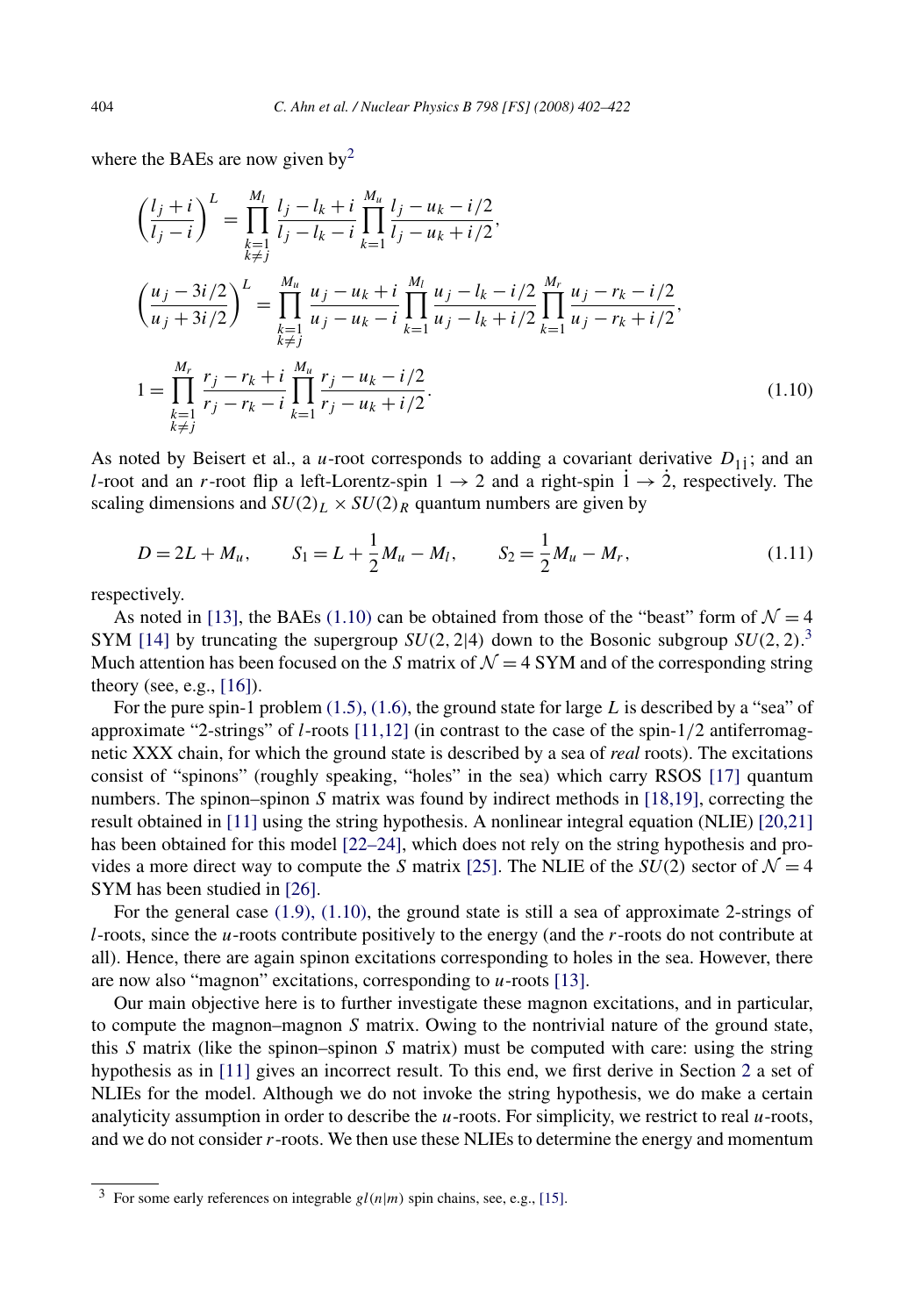where the BAEs are now given by[2]

$$
\begin{aligned}
\left(\frac{l_j + i}{l_j - i}\right)^L &= \prod_{\substack{k=1\\k\neq j}}^{M_l} \frac{l_j - l_k + i}{l_j - l_k - i} \prod_{k=1}^{M_u} \frac{l_j - u_k - i/2}{l_j - u_k + i/2},\\
\left(\frac{u_j - 3i/2}{u_j + 3i/2}\right)^L &= \prod_{\substack{k=1\\k\neq j}}^{M_u} \frac{u_j - u_k + i}{u_j - u_k - i} \prod_{k=1}^{M_l} \frac{u_j - l_k - i/2}{u_j - l_k + i/2} \prod_{k=1}^{M_r} \frac{u_j - r_k - i/2}{u_j - r_k + i/2},\\
1 &= \prod_{\substack{k=1\\k\neq j}}^{M_r} \frac{r_j - r_k + i}{r_j - r_k - i} \prod_{k=1}^{M_u} \frac{r_j - u_k - i/2}{r_j - u_k + i/2}.
\end{aligned}
\tag{1.10}
$$

As noted by Beisert et al., a $u$-root corresponds to adding a covariant derivative $D_{1\dot{1}}$; and an $l$-root and an $r$-root flip a left-Lorentz-spin $1 \to 2$ and a right-spin $\dot{1} \to \dot{2}$, respectively. The scaling dimensions and $SU(2)_L \times SU(2)_R$ quantum numbers are given by

$$
D = 2L + M_u, \qquad S_1 = L + \frac{1}{2}M_u - M_l, \qquad S_2 = \frac{1}{2}M_u - M_r,
\tag{1.11}
$$

respectively.

As noted in [13], the BAEs (1.10) can be obtained from those of the "beast" form of $\mathcal{N} = 4$ SYM [14] by truncating the supergroup $SU(2,2|4)$ down to the Bosonic subgroup $SU(2,2)$.[3] Much attention has been focused on the $S$ matrix of $\mathcal{N} = 4$ SYM and of the corresponding string theory (see, e.g., [16]).

For the pure spin-1 problem (1.5), (1.6), the ground state for large $L$ is described by a "sea" of approximate "2-strings" of $l$-roots [11,12] (in contrast to the case of the spin-1/2 antiferromagnetic XXX chain, for which the ground state is described by a sea of *real* roots). The excitations consist of "spinons" (roughly speaking, "holes" in the sea) which carry RSOS [17] quantum numbers. The spinon–spinon $S$ matrix was found by indirect methods in [18,19], correcting the result obtained in [11] using the string hypothesis. A nonlinear integral equation (NLIE) [20,21] has been obtained for this model [22–24], which does not rely on the string hypothesis and provides a more direct way to compute the $S$ matrix [25]. The NLIE of the $SU(2)$ sector of $\mathcal{N} = 4$ SYM has been studied in [26].

For the general case (1.9), (1.10), the ground state is still a sea of approximate 2-strings of $l$-roots, since the $u$-roots contribute positively to the energy (and the $r$-roots do not contribute at all). Hence, there are again spinon excitations corresponding to holes in the sea. However, there are now also "magnon" excitations, corresponding to $u$-roots [13].

Our main objective here is to further investigate these magnon excitations, and in particular, to compute the magnon–magnon $S$ matrix. Owing to the nontrivial nature of the ground state, this $S$ matrix (like the spinon–spinon $S$ matrix) must be computed with care: using the string hypothesis as in [11] gives an incorrect result. To this end, we first derive in Section 2 a set of NLIEs for the model. Although we do not invoke the string hypothesis, we do make a certain analyticity assumption in order to describe the $u$-roots. For simplicity, we restrict to real $u$-roots, and we do not consider $r$-roots. We then use these NLIEs to determine the energy and momentum

[3] For some early references on integrable $gl(n|m)$ spin chains, see, e.g., [15].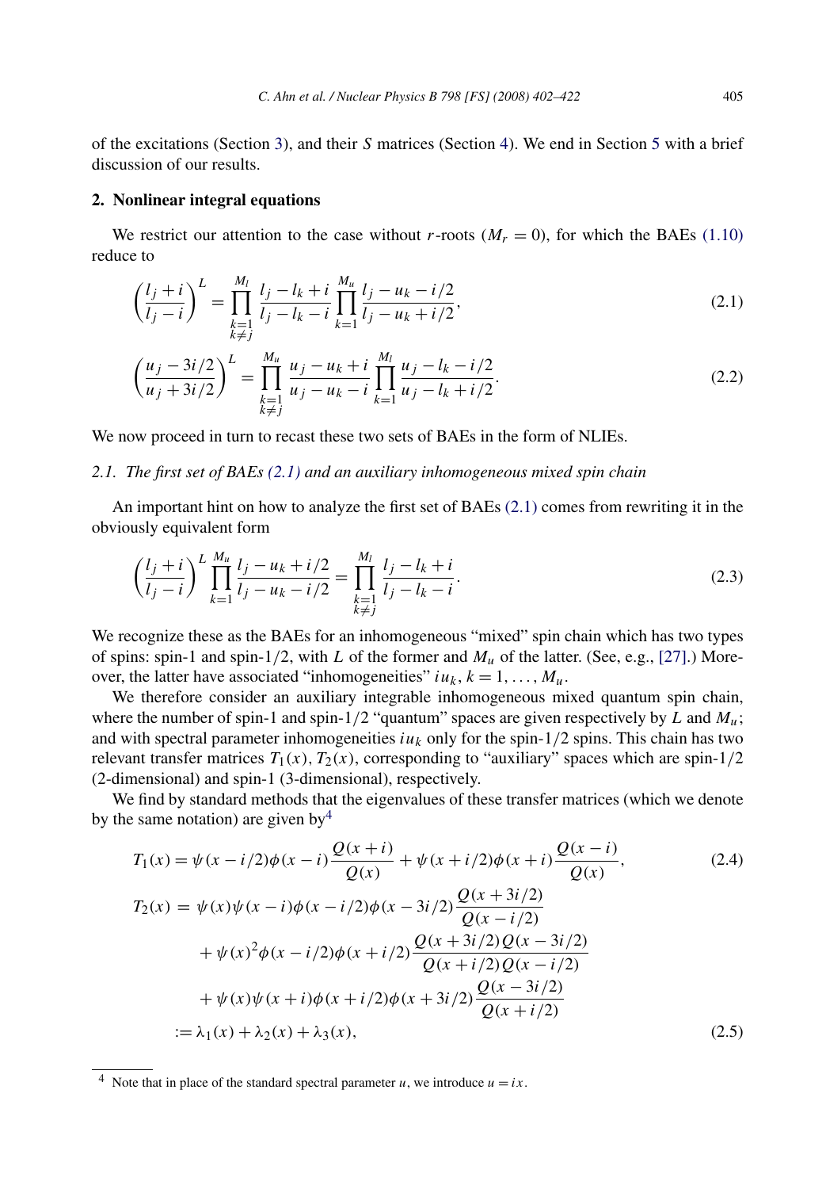of the excitations (Section 3), and their $S$ matrices (Section 4). We end in Section 5 with a brief discussion of our results.

## 2. Nonlinear integral equations

We restrict our attention to the case without $r$-roots ($M_r = 0$), for which the BAEs (1.10) reduce to

$$\left(\frac{l_j + i}{l_j - i}\right)^L = \prod_{\substack{k=1\\k\neq j}}^{M_l} \frac{l_j - l_k + i}{l_j - l_k - i} \prod_{k=1}^{M_u} \frac{l_j - u_k - i/2}{l_j - u_k + i/2}, \tag{2.1}$$

$$\left(\frac{u_j - 3i/2}{u_j + 3i/2}\right)^L = \prod_{\substack{k=1\\k\neq j}}^{M_u} \frac{u_j - u_k + i}{u_j - u_k - i} \prod_{k=1}^{M_l} \frac{u_j - l_k - i/2}{u_j - l_k + i/2}. \tag{2.2}$$

We now proceed in turn to recast these two sets of BAEs in the form of NLIEs.

### *2.1. The first set of BAEs (2.1) and an auxiliary inhomogeneous mixed spin chain*

An important hint on how to analyze the first set of BAEs (2.1) comes from rewriting it in the obviously equivalent form

$$\left(\frac{l_j + i}{l_j - i}\right)^L \prod_{k=1}^{M_u} \frac{l_j - u_k + i/2}{l_j - u_k - i/2} = \prod_{\substack{k=1\\k\neq j}}^{M_l} \frac{l_j - l_k + i}{l_j - l_k - i}. \tag{2.3}$$

We recognize these as the BAEs for an inhomogeneous "mixed" spin chain which has two types of spins: spin-1 and spin-1/2, with $L$ of the former and $M_u$ of the latter. (See, e.g., [27].) Moreover, the latter have associated "inhomogeneities" $iu_k$, $k = 1, \ldots, M_u$.

We therefore consider an auxiliary integrable inhomogeneous mixed quantum spin chain, where the number of spin-1 and spin-1/2 "quantum" spaces are given respectively by $L$ and $M_u$; and with spectral parameter inhomogeneities $iu_k$ only for the spin-1/2 spins. This chain has two relevant transfer matrices $T_1(x)$, $T_2(x)$, corresponding to "auxiliary" spaces which are spin-1/2 (2-dimensional) and spin-1 (3-dimensional), respectively.

We find by standard methods that the eigenvalues of these transfer matrices (which we denote by the same notation) are given by[4]

$$T_1(x) = \psi(x - i/2)\phi(x - i)\frac{Q(x+i)}{Q(x)} + \psi(x + i/2)\phi(x + i)\frac{Q(x-i)}{Q(x)}, \tag{2.4}$$

$$\begin{aligned}
T_2(x) &= \psi(x)\psi(x-i)\phi(x-i/2)\phi(x-3i/2)\frac{Q(x+3i/2)}{Q(x-i/2)} \\
&\quad + \psi(x)^2\phi(x-i/2)\phi(x+i/2)\frac{Q(x+3i/2)Q(x-3i/2)}{Q(x+i/2)Q(x-i/2)} \\
&\quad + \psi(x)\psi(x+i)\phi(x+i/2)\phi(x+3i/2)\frac{Q(x-3i/2)}{Q(x+i/2)} \\
&:= \lambda_1(x) + \lambda_2(x) + \lambda_3(x),
\end{aligned} \tag{2.5}$$

[4] Note that in place of the standard spectral parameter $u$, we introduce $u = ix$.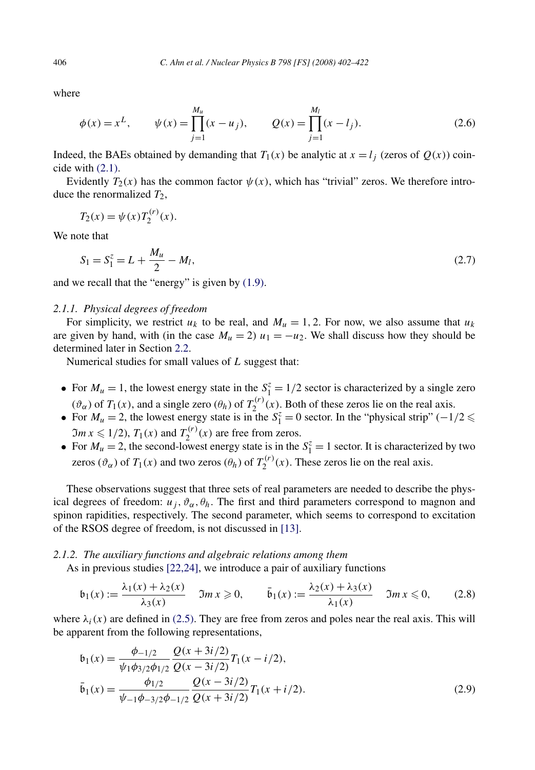where

$$\phi(x) = x^L, \qquad \psi(x) = \prod_{j=1}^{M_u}(x - u_j), \qquad Q(x) = \prod_{j=1}^{M_l}(x - l_j). \tag{2.6}$$

Indeed, the BAEs obtained by demanding that $T_1(x)$ be analytic at $x = l_j$ (zeros of $Q(x)$) coincide with (2.1).

Evidently $T_2(x)$ has the common factor $\psi(x)$, which has "trivial" zeros. We therefore introduce the renormalized $T_2$,

$$T_2(x) = \psi(x) T_2^{(r)}(x).$$

We note that

$$S_1 = S_1^z = L + \frac{M_u}{2} - M_l, \tag{2.7}$$

and we recall that the "energy" is given by (1.9).

#### *2.1.1. Physical degrees of freedom*

For simplicity, we restrict $u_k$ to be real, and $M_u = 1, 2$. For now, we also assume that $u_k$ are given by hand, with (in the case $M_u = 2$) $u_1 = -u_2$. We shall discuss how they should be determined later in Section 2.2.

Numerical studies for small values of $L$ suggest that:

- For $M_u = 1$, the lowest energy state in the $S_1^z = 1/2$ sector is characterized by a single zero $(\vartheta_\alpha)$ of $T_1(x)$, and a single zero $(\theta_h)$ of $T_2^{(r)}(x)$. Both of these zeros lie on the real axis.
- For $M_u = 2$, the lowest energy state is in the $S_1^z = 0$ sector. In the "physical strip" $(-1/2 \leqslant \Im m\, x \leqslant 1/2)$, $T_1(x)$ and $T_2^{(r)}(x)$ are free from zeros.
- For $M_u = 2$, the second-lowest energy state is in the $S_1^z = 1$ sector. It is characterized by two zeros $(\vartheta_\alpha)$ of $T_1(x)$ and two zeros $(\theta_h)$ of $T_2^{(r)}(x)$. These zeros lie on the real axis.

These observations suggest that three sets of real parameters are needed to describe the physical degrees of freedom: $u_j, \vartheta_\alpha, \theta_h$. The first and third parameters correspond to magnon and spinon rapidities, respectively. The second parameter, which seems to correspond to excitation of the RSOS degree of freedom, is not discussed in [13].

#### *2.1.2. The auxiliary functions and algebraic relations among them*

As in previous studies [22,24], we introduce a pair of auxiliary functions

$$\mathfrak{b}_1(x) := \frac{\lambda_1(x) + \lambda_2(x)}{\lambda_3(x)} \quad \Im m\, x \geqslant 0, \qquad \bar{\mathfrak{b}}_1(x) := \frac{\lambda_2(x) + \lambda_3(x)}{\lambda_1(x)} \quad \Im m\, x \leqslant 0, \tag{2.8}$$

where $\lambda_i(x)$ are defined in (2.5). They are free from zeros and poles near the real axis. This will be apparent from the following representations,

$$\begin{aligned}
\mathfrak{b}_1(x) &= \frac{\phi_{-1/2}}{\psi_1 \phi_{3/2} \phi_{1/2}} \frac{Q(x + 3i/2)}{Q(x - 3i/2)} T_1(x - i/2), \\
\bar{\mathfrak{b}}_1(x) &= \frac{\phi_{1/2}}{\psi_{-1} \phi_{-3/2} \phi_{-1/2}} \frac{Q(x - 3i/2)}{Q(x + 3i/2)} T_1(x + i/2).
\end{aligned} \tag{2.9}$$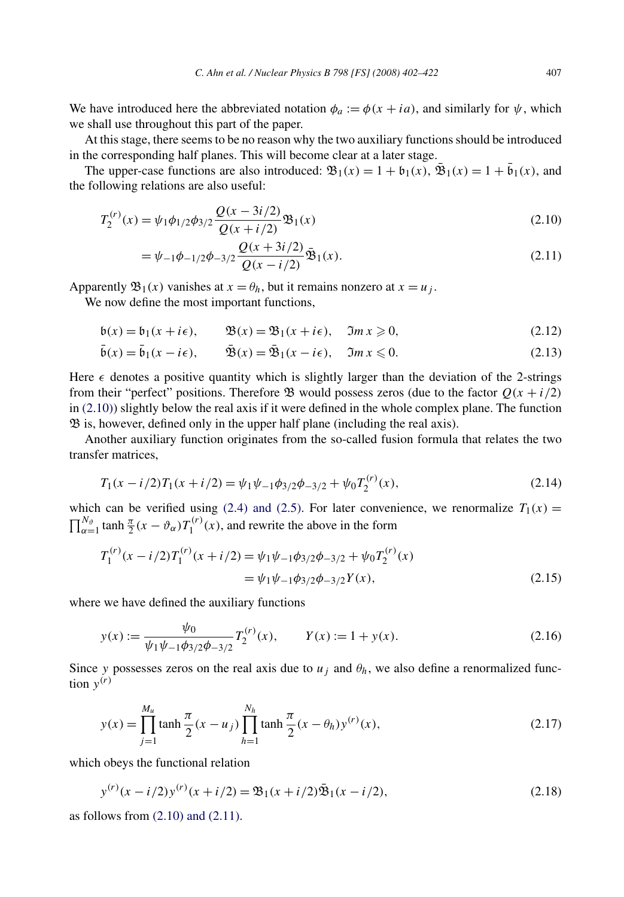We have introduced here the abbreviated notation $\phi_a := \phi(x + ia)$, and similarly for $\psi$, which we shall use throughout this part of the paper.

At this stage, there seems to be no reason why the two auxiliary functions should be introduced in the corresponding half planes. This will become clear at a later stage.

The upper-case functions are also introduced: $\mathfrak{B}_1(x) = 1 + \mathfrak{b}_1(x)$, $\bar{\mathfrak{B}}_1(x) = 1 + \bar{\mathfrak{b}}_1(x)$, and the following relations are also useful:

$$T_2^{(r)}(x) = \psi_1 \phi_{1/2} \phi_{3/2} \frac{Q(x - 3i/2)}{Q(x + i/2)} \mathfrak{B}_1(x) \tag{2.10}$$

$$= \psi_{-1} \phi_{-1/2} \phi_{-3/2} \frac{Q(x + 3i/2)}{Q(x - i/2)} \bar{\mathfrak{B}}_1(x). \tag{2.11}$$

Apparently $\mathfrak{B}_1(x)$ vanishes at $x = \theta_h$, but it remains nonzero at $x = u_j$.

We now define the most important functions,

$$\mathfrak{b}(x) = \mathfrak{b}_1(x + i\epsilon), \qquad \mathfrak{B}(x) = \mathfrak{B}_1(x + i\epsilon), \quad \Im m\, x \geqslant 0, \tag{2.12}$$

$$\bar{\mathfrak{b}}(x) = \bar{\mathfrak{b}}_1(x - i\epsilon), \qquad \bar{\mathfrak{B}}(x) = \bar{\mathfrak{B}}_1(x - i\epsilon), \quad \Im m\, x \leqslant 0. \tag{2.13}$$

Here $\epsilon$ denotes a positive quantity which is slightly larger than the deviation of the 2-strings from their "perfect" positions. Therefore $\mathfrak{B}$ would possess zeros (due to the factor $Q(x + i/2)$ in (2.10)) slightly below the real axis if it were defined in the whole complex plane. The function $\mathfrak{B}$ is, however, defined only in the upper half plane (including the real axis).

Another auxiliary function originates from the so-called fusion formula that relates the two transfer matrices,

$$T_1(x - i/2) T_1(x + i/2) = \psi_1 \psi_{-1} \phi_{3/2} \phi_{-3/2} + \psi_0 T_2^{(r)}(x), \tag{2.14}$$

which can be verified using (2.4) and (2.5). For later convenience, we renormalize $T_1(x) = \prod_{\alpha=1}^{N_\vartheta} \tanh \frac{\pi}{2}(x - \vartheta_\alpha) T_1^{(r)}(x)$, and rewrite the above in the form

$$T_1^{(r)}(x - i/2) T_1^{(r)}(x + i/2) = \psi_1 \psi_{-1} \phi_{3/2} \phi_{-3/2} + \psi_0 T_2^{(r)}(x)$$

$$= \psi_1 \psi_{-1} \phi_{3/2} \phi_{-3/2} Y(x), \tag{2.15}$$

where we have defined the auxiliary functions

$$y(x) := \frac{\psi_0}{\psi_1 \psi_{-1} \phi_{3/2} \phi_{-3/2}} T_2^{(r)}(x), \qquad Y(x) := 1 + y(x). \tag{2.16}$$

Since $y$ possesses zeros on the real axis due to $u_j$ and $\theta_h$, we also define a renormalized function $y^{(r)}$

$$y(x) = \prod_{j=1}^{M_u} \tanh \frac{\pi}{2}(x - u_j) \prod_{h=1}^{N_h} \tanh \frac{\pi}{2}(x - \theta_h) y^{(r)}(x), \tag{2.17}$$

which obeys the functional relation

$$y^{(r)}(x - i/2) y^{(r)}(x + i/2) = \mathfrak{B}_1(x + i/2) \bar{\mathfrak{B}}_1(x - i/2), \tag{2.18}$$

as follows from (2.10) and (2.11).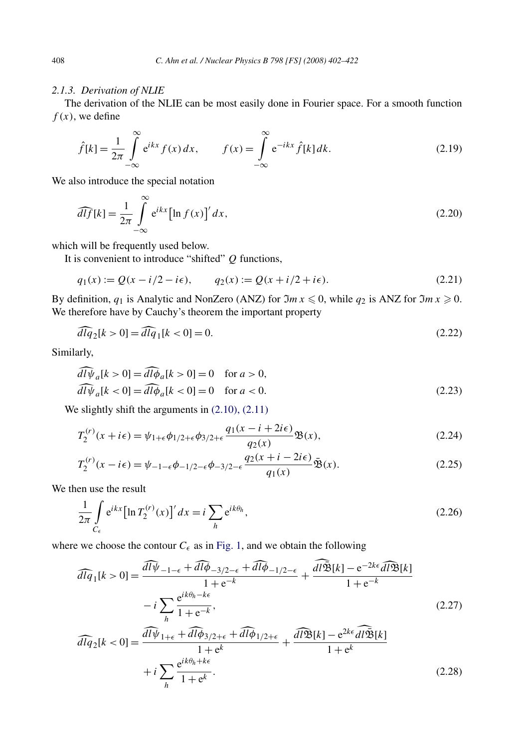### 2.1.3. Derivation of NLIE

The derivation of the NLIE can be most easily done in Fourier space. For a smooth function $f(x)$, we define

$$\hat{f}[k] = \frac{1}{2\pi} \int_{-\infty}^{\infty} \mathrm{e}^{ikx} f(x)\,dx, \qquad f(x) = \int_{-\infty}^{\infty} \mathrm{e}^{-ikx} \hat{f}[k]\,dk. \tag{2.19}$$

We also introduce the special notation

$$\widehat{dlf}[k] = \frac{1}{2\pi} \int_{-\infty}^{\infty} \mathrm{e}^{ikx} \big[\ln f(x)\big]'\,dx, \tag{2.20}$$

which will be frequently used below.

It is convenient to introduce "shifted" $Q$ functions,

$$q_1(x) := Q(x - i/2 - i\epsilon), \qquad q_2(x) := Q(x + i/2 + i\epsilon). \tag{2.21}$$

By definition, $q_1$ is Analytic and NonZero (ANZ) for $\Im m\, x \leqslant 0$, while $q_2$ is ANZ for $\Im m\, x \geqslant 0$. We therefore have by Cauchy's theorem the important property

$$\widehat{dlq}_2[k > 0] = \widehat{dlq}_1[k < 0] = 0. \tag{2.22}$$

Similarly,

$$\begin{aligned} &\widehat{dl\psi}_a[k > 0] = \widehat{dl\phi}_a[k > 0] = 0 \quad \text{for } a > 0, \\ &\widehat{dl\psi}_a[k < 0] = \widehat{dl\phi}_a[k < 0] = 0 \quad \text{for } a < 0. \end{aligned} \tag{2.23}$$

We slightly shift the arguments in (2.10), (2.11)

$$T_2^{(r)}(x + i\epsilon) = \psi_{1+\epsilon}\phi_{1/2+\epsilon}\phi_{3/2+\epsilon} \frac{q_1(x - i + 2i\epsilon)}{q_2(x)} \mathfrak{B}(x), \tag{2.24}$$

$$T_2^{(r)}(x - i\epsilon) = \psi_{-1-\epsilon}\phi_{-1/2-\epsilon}\phi_{-3/2-\epsilon} \frac{q_2(x + i - 2i\epsilon)}{q_1(x)} \bar{\mathfrak{B}}(x). \tag{2.25}$$

We then use the result

$$\frac{1}{2\pi} \int_{C_\epsilon} \mathrm{e}^{ikx} \big[\ln T_2^{(r)}(x)\big]'\,dx = i \sum_h \mathrm{e}^{ik\theta_h}, \tag{2.26}$$

where we choose the contour $C_\epsilon$ as in Fig. 1, and we obtain the following

$$\begin{aligned} \widehat{dlq}_1[k > 0] = {} & \frac{\widehat{dl\psi}_{-1-\epsilon} + \widehat{dl\phi}_{-3/2-\epsilon} + \widehat{dl\phi}_{-1/2-\epsilon}}{1 + \mathrm{e}^{-k}} + \frac{\widehat{dl\bar{\mathfrak{B}}}[k] - \mathrm{e}^{-2k\epsilon}\widehat{dl\mathfrak{B}}[k]}{1 + \mathrm{e}^{-k}} \\ & - i \sum_h \frac{\mathrm{e}^{ik\theta_h - k\epsilon}}{1 + \mathrm{e}^{-k}}, \end{aligned} \tag{2.27}$$

$$\begin{aligned} \widehat{dlq}_2[k < 0] = {} & \frac{\widehat{dl\psi}_{1+\epsilon} + \widehat{dl\phi}_{3/2+\epsilon} + \widehat{dl\phi}_{1/2+\epsilon}}{1 + \mathrm{e}^{k}} + \frac{\widehat{dl\mathfrak{B}}[k] - \mathrm{e}^{2k\epsilon}\widehat{dl\bar{\mathfrak{B}}}[k]}{1 + \mathrm{e}^{k}} \\ & + i \sum_h \frac{\mathrm{e}^{ik\theta_h + k\epsilon}}{1 + \mathrm{e}^{k}}. \end{aligned} \tag{2.28}$$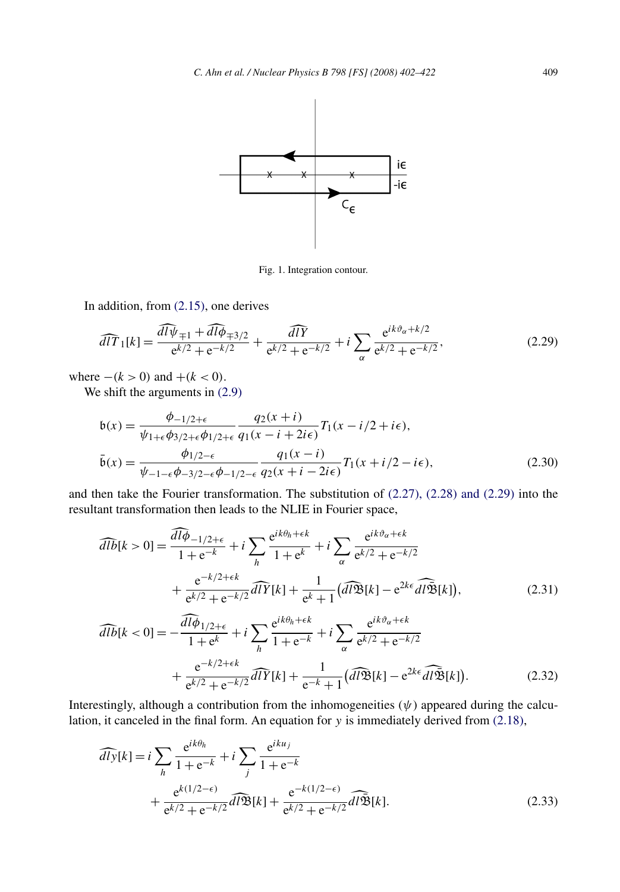Fig. 1. Integration contour.

In addition, from (2.15), one derives

$$\widehat{dlT}_1[k] = \frac{\widehat{dl\psi}_{\mp 1} + \widehat{dl\phi}_{\mp 3/2}}{e^{k/2} + e^{-k/2}} + \frac{\widehat{dlY}}{e^{k/2} + e^{-k/2}} + i \sum_{\alpha} \frac{e^{ik\vartheta_\alpha + k/2}}{e^{k/2} + e^{-k/2}}, \tag{2.29}$$

where $-(k > 0)$ and $+(k < 0)$.

We shift the arguments in (2.9)

$$\mathfrak{b}(x) = \frac{\phi_{-1/2+\epsilon}}{\psi_{1+\epsilon}\phi_{3/2+\epsilon}\phi_{1/2+\epsilon}} \frac{q_2(x+i)}{q_1(x-i+2i\epsilon)} T_1(x - i/2 + i\epsilon),$$
$$\bar{\mathfrak{b}}(x) = \frac{\phi_{1/2-\epsilon}}{\psi_{-1-\epsilon}\phi_{-3/2-\epsilon}\phi_{-1/2-\epsilon}} \frac{q_1(x-i)}{q_2(x+i-2i\epsilon)} T_1(x + i/2 - i\epsilon), \tag{2.30}$$

and then take the Fourier transformation. The substitution of (2.27), (2.28) and (2.29) into the resultant transformation then leads to the NLIE in Fourier space,

$$\widehat{dlb}[k > 0] = \frac{\widehat{dl\phi}_{-1/2+\epsilon}}{1 + e^{-k}} + i \sum_{h} \frac{e^{ik\theta_h + \epsilon k}}{1 + e^{k}} + i \sum_{\alpha} \frac{e^{ik\vartheta_\alpha + \epsilon k}}{e^{k/2} + e^{-k/2}}$$
$$+ \frac{e^{-k/2+\epsilon k}}{e^{k/2} + e^{-k/2}} \widehat{dlY}[k] + \frac{1}{e^{k} + 1}\big(\widehat{dl\mathfrak{B}}[k] - e^{2k\epsilon}\widehat{dl\bar{\mathfrak{B}}}[k]\big), \tag{2.31}$$

$$\widehat{dlb}[k < 0] = -\frac{\widehat{dl\phi}_{1/2+\epsilon}}{1 + e^{k}} + i \sum_{h} \frac{e^{ik\theta_h + \epsilon k}}{1 + e^{-k}} + i \sum_{\alpha} \frac{e^{ik\vartheta_\alpha + \epsilon k}}{e^{k/2} + e^{-k/2}}$$
$$+ \frac{e^{-k/2+\epsilon k}}{e^{k/2} + e^{-k/2}} \widehat{dlY}[k] + \frac{1}{e^{-k} + 1}\big(\widehat{dl\mathfrak{B}}[k] - e^{2k\epsilon}\widehat{dl\bar{\mathfrak{B}}}[k]\big). \tag{2.32}$$

Interestingly, although a contribution from the inhomogeneities ($\psi$) appeared during the calculation, it canceled in the final form. An equation for $y$ is immediately derived from (2.18),

$$\widehat{dly}[k] = i \sum_{h} \frac{e^{ik\theta_h}}{1 + e^{-k}} + i \sum_{j} \frac{e^{iku_j}}{1 + e^{-k}}$$
$$+ \frac{e^{k(1/2-\epsilon)}}{e^{k/2} + e^{-k/2}} \widehat{dl\mathfrak{B}}[k] + \frac{e^{-k(1/2-\epsilon)}}{e^{k/2} + e^{-k/2}} \widehat{dl\bar{\mathfrak{B}}}[k]. \tag{2.33}$$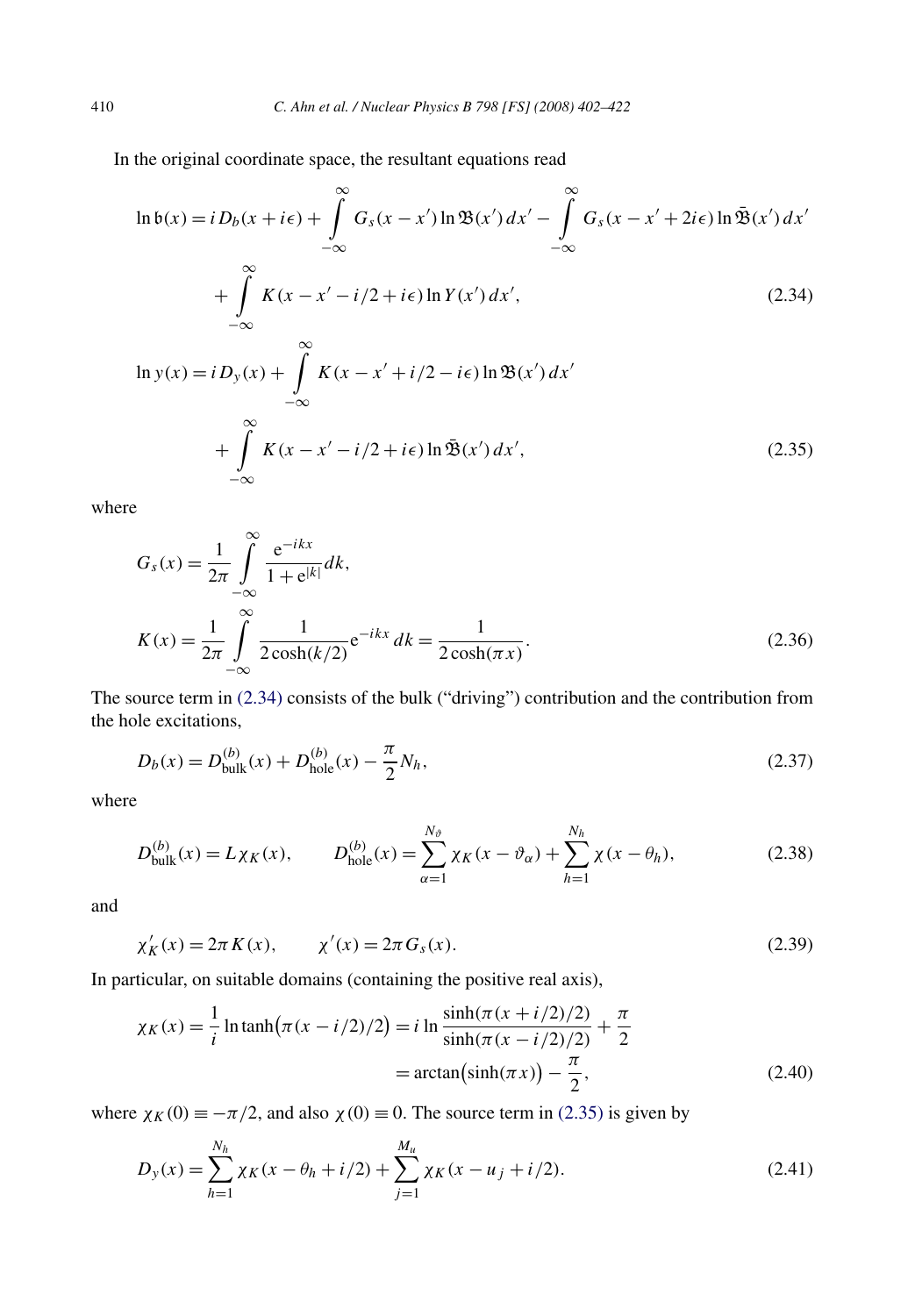In the original coordinate space, the resultant equations read

$$\ln \mathfrak{b}(x) = i D_b(x+i\epsilon) + \int_{-\infty}^{\infty} G_s(x-x') \ln \mathfrak{B}(x')\, dx' - \int_{-\infty}^{\infty} G_s(x-x'+2i\epsilon) \ln \bar{\mathfrak{B}}(x')\, dx'$$

$$+ \int_{-\infty}^{\infty} K(x-x'-i/2+i\epsilon) \ln Y(x')\, dx', \tag{2.34}$$

$$\ln y(x) = i D_y(x) + \int_{-\infty}^{\infty} K(x-x'+i/2-i\epsilon) \ln \mathfrak{B}(x')\, dx'$$

$$+ \int_{-\infty}^{\infty} K(x-x'-i/2+i\epsilon) \ln \bar{\mathfrak{B}}(x')\, dx', \tag{2.35}$$

where

$$G_s(x) = \frac{1}{2\pi} \int_{-\infty}^{\infty} \frac{e^{-ikx}}{1+e^{|k|}} dk,$$

$$K(x) = \frac{1}{2\pi} \int_{-\infty}^{\infty} \frac{1}{2\cosh(k/2)} e^{-ikx}\, dk = \frac{1}{2\cosh(\pi x)}. \tag{2.36}$$

The source term in (2.34) consists of the bulk ("driving") contribution and the contribution from the hole excitations,

$$D_b(x) = D^{(b)}_{\text{bulk}}(x) + D^{(b)}_{\text{hole}}(x) - \frac{\pi}{2} N_h, \tag{2.37}$$

where

$$D^{(b)}_{\text{bulk}}(x) = L\chi_K(x), \qquad D^{(b)}_{\text{hole}}(x) = \sum_{\alpha=1}^{N_\vartheta} \chi_K(x-\vartheta_\alpha) + \sum_{h=1}^{N_h} \chi(x-\theta_h), \tag{2.38}$$

and

$$\chi'_K(x) = 2\pi K(x), \qquad \chi'(x) = 2\pi G_s(x). \tag{2.39}$$

In particular, on suitable domains (containing the positive real axis),

$$\chi_K(x) = \frac{1}{i} \ln \tanh\big(\pi(x-i/2)/2\big) = i \ln \frac{\sinh(\pi(x+i/2)/2)}{\sinh(\pi(x-i/2)/2)} + \frac{\pi}{2}$$

$$= \arctan\big(\sinh(\pi x)\big) - \frac{\pi}{2}, \tag{2.40}$$

where $\chi_K(0) \equiv -\pi/2$, and also $\chi(0) \equiv 0$. The source term in (2.35) is given by

$$D_y(x) = \sum_{h=1}^{N_h} \chi_K(x-\theta_h+i/2) + \sum_{j=1}^{M_u} \chi_K(x-u_j+i/2). \tag{2.41}$$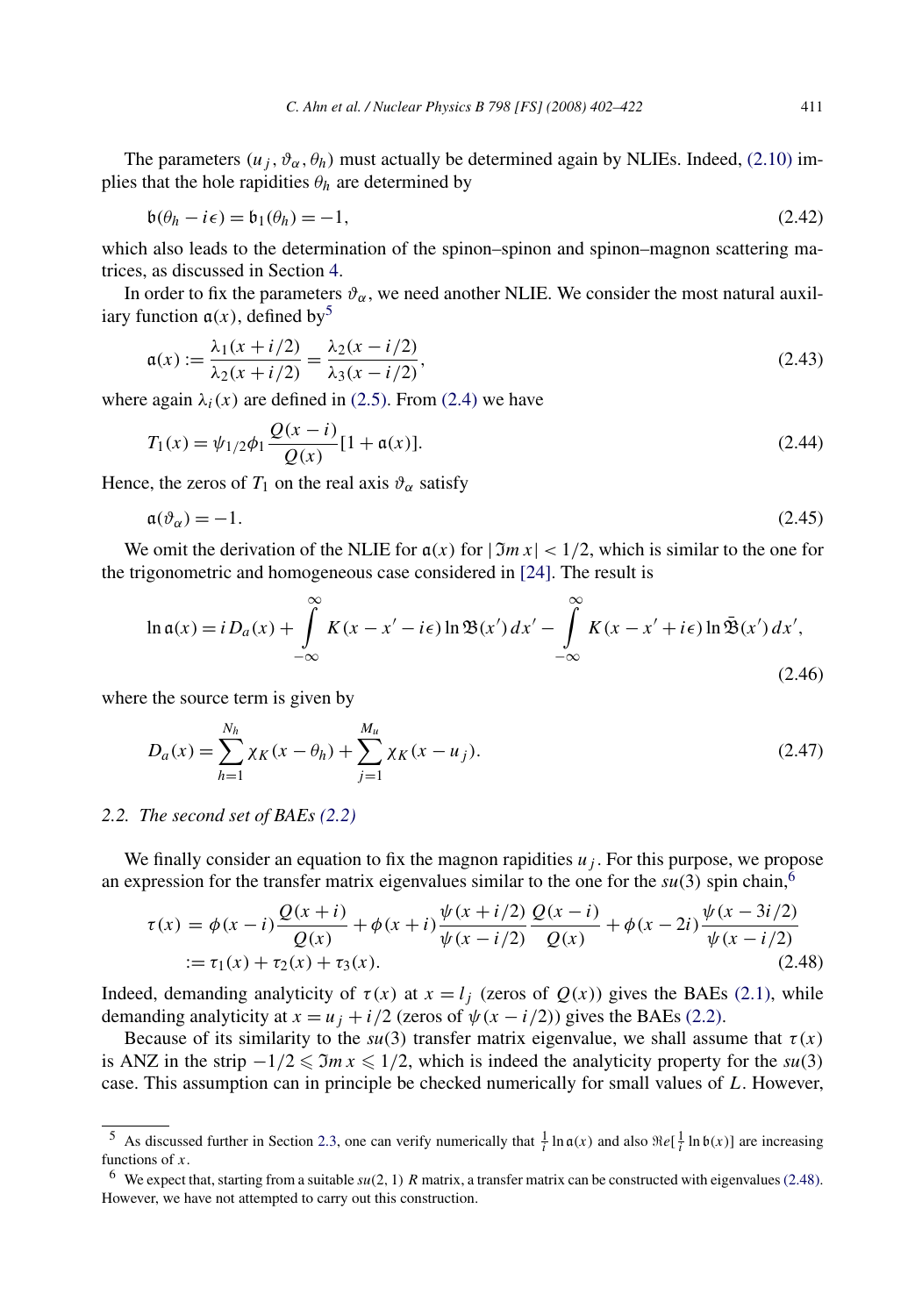The parameters $(u_j, \vartheta_\alpha, \theta_h)$ must actually be determined again by NLIEs. Indeed, (2.10) implies that the hole rapidities $\theta_h$ are determined by

$$\mathfrak{b}(\theta_h - i\epsilon) = \mathfrak{b}_1(\theta_h) = -1, \tag{2.42}$$

which also leads to the determination of the spinon–spinon and spinon–magnon scattering matrices, as discussed in Section 4.

In order to fix the parameters $\vartheta_\alpha$, we need another NLIE. We consider the most natural auxiliary function $\mathfrak{a}(x)$, defined by[5]

$$\mathfrak{a}(x) := \frac{\lambda_1(x + i/2)}{\lambda_2(x + i/2)} = \frac{\lambda_2(x - i/2)}{\lambda_3(x - i/2)}, \tag{2.43}$$

where again $\lambda_i(x)$ are defined in (2.5). From (2.4) we have

$$T_1(x) = \psi_{1/2}\phi_1 \frac{Q(x - i)}{Q(x)}[1 + \mathfrak{a}(x)]. \tag{2.44}$$

Hence, the zeros of $T_1$ on the real axis $\vartheta_\alpha$ satisfy

$$\mathfrak{a}(\vartheta_\alpha) = -1. \tag{2.45}$$

We omit the derivation of the NLIE for $\mathfrak{a}(x)$ for $|\Im m\, x| < 1/2$, which is similar to the one for the trigonometric and homogeneous case considered in [24]. The result is

$$\ln \mathfrak{a}(x) = i D_a(x) + \int_{-\infty}^{\infty} K(x - x' - i\epsilon) \ln \mathfrak{B}(x')\, dx' - \int_{-\infty}^{\infty} K(x - x' + i\epsilon) \ln \bar{\mathfrak{B}}(x')\, dx', \tag{2.46}$$

where the source term is given by

$$D_a(x) = \sum_{h=1}^{N_h} \chi_K(x - \theta_h) + \sum_{j=1}^{M_u} \chi_K(x - u_j). \tag{2.47}$$

### 2.2. The second set of BAEs (2.2)

We finally consider an equation to fix the magnon rapidities $u_j$. For this purpose, we propose an expression for the transfer matrix eigenvalues similar to the one for the $su(3)$ spin chain,[6]

$$\begin{aligned}
\tau(x) &= \phi(x - i)\frac{Q(x + i)}{Q(x)} + \phi(x + i)\frac{\psi(x + i/2)}{\psi(x - i/2)}\frac{Q(x - i)}{Q(x)} + \phi(x - 2i)\frac{\psi(x - 3i/2)}{\psi(x - i/2)} \\
&:= \tau_1(x) + \tau_2(x) + \tau_3(x).
\end{aligned} \tag{2.48}$$

Indeed, demanding analyticity of $\tau(x)$ at $x = l_j$ (zeros of $Q(x)$) gives the BAEs (2.1), while demanding analyticity at $x = u_j + i/2$ (zeros of $\psi(x - i/2)$) gives the BAEs (2.2).

Because of its similarity to the $su(3)$ transfer matrix eigenvalue, we shall assume that $\tau(x)$ is ANZ in the strip $-1/2 \leqslant \Im m\, x \leqslant 1/2$, which is indeed the analyticity property for the $su(3)$ case. This assumption can in principle be checked numerically for small values of $L$. However,

---

[5] As discussed further in Section 2.3, one can verify numerically that $\frac{1}{i}\ln \mathfrak{a}(x)$ and also $\Re e[\frac{1}{i}\ln \mathfrak{b}(x)]$ are increasing functions of $x$.

[6] We expect that, starting from a suitable $su(2,1)$ $R$ matrix, a transfer matrix can be constructed with eigenvalues (2.48). However, we have not attempted to carry out this construction.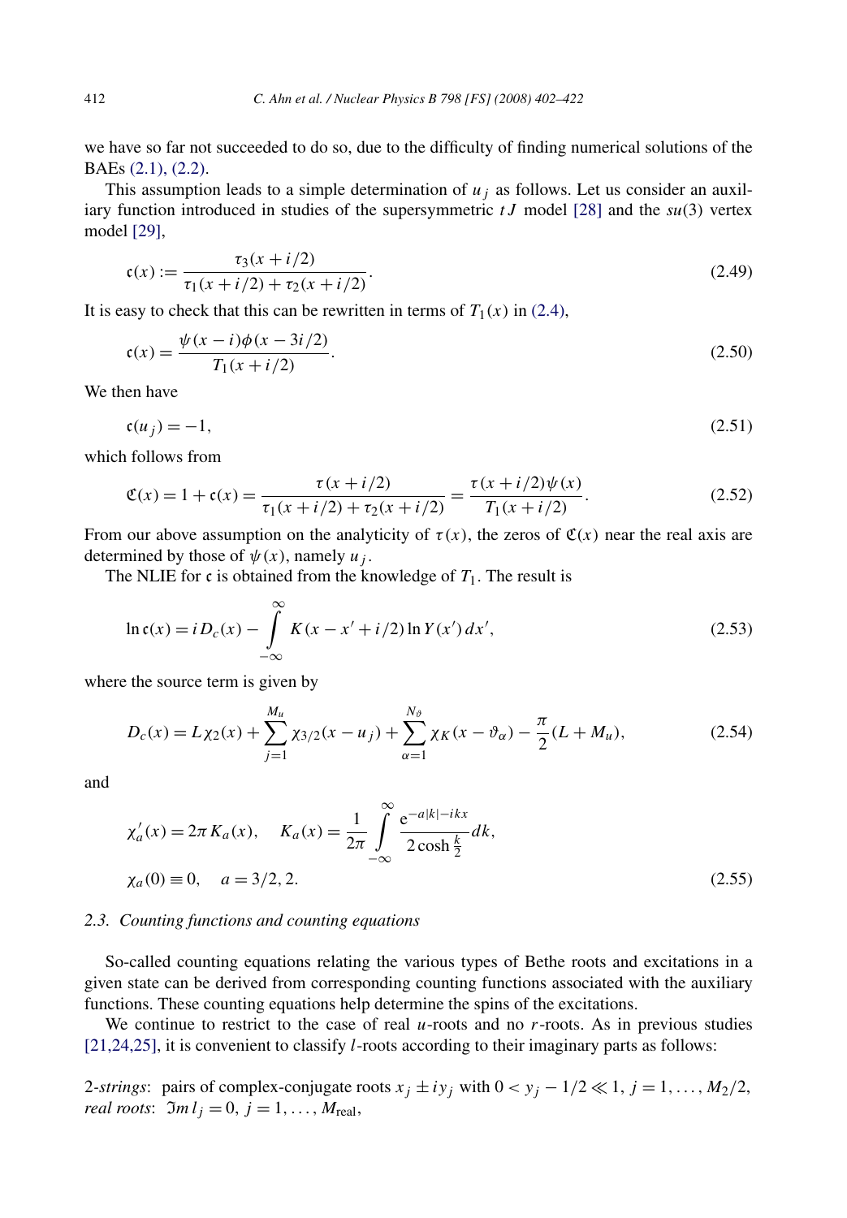we have so far not succeeded to do so, due to the difficulty of finding numerical solutions of the BAEs (2.1), (2.2).

This assumption leads to a simple determination of $u_j$ as follows. Let us consider an auxiliary function introduced in studies of the supersymmetric $tJ$ model [28] and the $su(3)$ vertex model [29],

$$\mathfrak{c}(x) := \frac{\tau_3(x+i/2)}{\tau_1(x+i/2)+\tau_2(x+i/2)}. \tag{2.49}$$

It is easy to check that this can be rewritten in terms of $T_1(x)$ in (2.4),

$$\mathfrak{c}(x) = \frac{\psi(x-i)\phi(x-3i/2)}{T_1(x+i/2)}. \tag{2.50}$$

We then have

$$\mathfrak{c}(u_j) = -1, \tag{2.51}$$

which follows from

$$\mathfrak{C}(x) = 1+\mathfrak{c}(x) = \frac{\tau(x+i/2)}{\tau_1(x+i/2)+\tau_2(x+i/2)} = \frac{\tau(x+i/2)\psi(x)}{T_1(x+i/2)}. \tag{2.52}$$

From our above assumption on the analyticity of $\tau(x)$, the zeros of $\mathfrak{C}(x)$ near the real axis are determined by those of $\psi(x)$, namely $u_j$.

The NLIE for $\mathfrak{c}$ is obtained from the knowledge of $T_1$. The result is

$$\ln \mathfrak{c}(x) = iD_c(x) - \int_{-\infty}^{\infty} K(x-x'+i/2)\ln Y(x')\,dx', \tag{2.53}$$

where the source term is given by

$$D_c(x) = L\chi_2(x) + \sum_{j=1}^{M_u}\chi_{3/2}(x-u_j) + \sum_{\alpha=1}^{N_\vartheta}\chi_K(x-\vartheta_\alpha) - \frac{\pi}{2}(L+M_u), \tag{2.54}$$

and

$$\chi_a'(x) = 2\pi K_a(x), \quad K_a(x) = \frac{1}{2\pi}\int_{-\infty}^{\infty}\frac{e^{-a|k|-ikx}}{2\cosh\frac{k}{2}}dk,$$
$$\chi_a(0)\equiv 0, \quad a = 3/2, 2. \tag{2.55}$$

### 2.3. Counting functions and counting equations

So-called counting equations relating the various types of Bethe roots and excitations in a given state can be derived from corresponding counting functions associated with the auxiliary functions. These counting equations help determine the spins of the excitations.

We continue to restrict to the case of real $u$-roots and no $r$-roots. As in previous studies [21,24,25], it is convenient to classify $l$-roots according to their imaginary parts as follows:

*2-strings*: pairs of complex-conjugate roots $x_j \pm iy_j$ with $0 < y_j - 1/2 \ll 1$, $j = 1,\ldots,M_2/2$,
*real roots*: $\Im m\, l_j = 0$, $j = 1,\ldots,M_{\text{real}}$,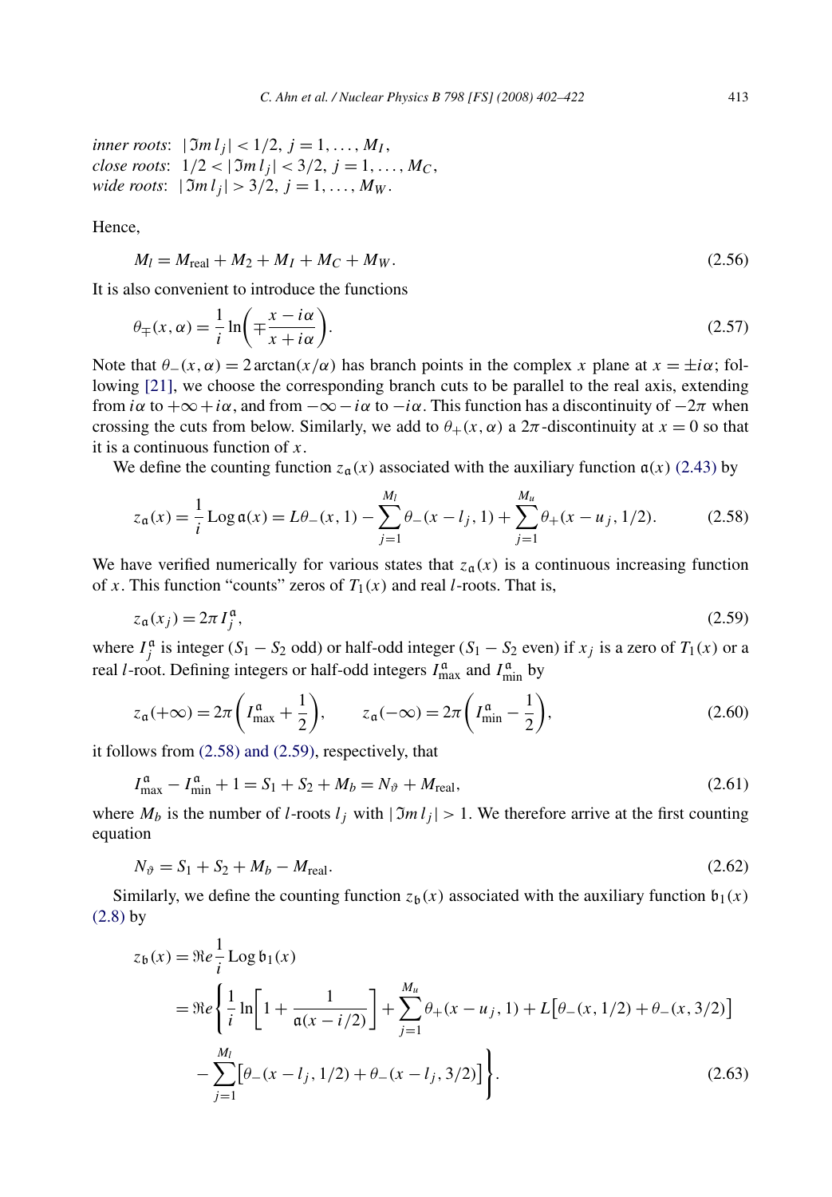*inner roots*: $|\Im m\, l_j| < 1/2$, $j = 1, \ldots, M_I$,
*close roots*: $1/2 < |\Im m\, l_j| < 3/2$, $j = 1, \ldots, M_C$,
*wide roots*: $|\Im m\, l_j| > 3/2$, $j = 1, \ldots, M_W$.

Hence,

$$M_l = M_{\text{real}} + M_2 + M_I + M_C + M_W. \tag{2.56}$$

It is also convenient to introduce the functions

$$\theta_{\mp}(x, \alpha) = \frac{1}{i} \ln\left(\mp \frac{x - i\alpha}{x + i\alpha}\right). \tag{2.57}$$

Note that $\theta_-(x, \alpha) = 2\arctan(x/\alpha)$ has branch points in the complex $x$ plane at $x = \pm i\alpha$; following [21], we choose the corresponding branch cuts to be parallel to the real axis, extending from $i\alpha$ to $+\infty + i\alpha$, and from $-\infty - i\alpha$ to $-i\alpha$. This function has a discontinuity of $-2\pi$ when crossing the cuts from below. Similarly, we add to $\theta_+(x, \alpha)$ a $2\pi$-discontinuity at $x = 0$ so that it is a continuous function of $x$.

We define the counting function $z_{\mathfrak{a}}(x)$ associated with the auxiliary function $\mathfrak{a}(x)$ (2.43) by

$$z_{\mathfrak{a}}(x) = \frac{1}{i} \operatorname{Log} \mathfrak{a}(x) = L\theta_-(x, 1) - \sum_{j=1}^{M_l} \theta_-(x - l_j, 1) + \sum_{j=1}^{M_u} \theta_+(x - u_j, 1/2). \tag{2.58}$$

We have verified numerically for various states that $z_{\mathfrak{a}}(x)$ is a continuous increasing function of $x$. This function "counts" zeros of $T_1(x)$ and real $l$-roots. That is,

$$z_{\mathfrak{a}}(x_j) = 2\pi I_j^{\mathfrak{a}}, \tag{2.59}$$

where $I_j^{\mathfrak{a}}$ is integer ($S_1 - S_2$ odd) or half-odd integer ($S_1 - S_2$ even) if $x_j$ is a zero of $T_1(x)$ or a real $l$-root. Defining integers or half-odd integers $I_{\max}^{\mathfrak{a}}$ and $I_{\min}^{\mathfrak{a}}$ by

$$z_{\mathfrak{a}}(+\infty) = 2\pi\left(I_{\max}^{\mathfrak{a}} + \frac{1}{2}\right), \qquad z_{\mathfrak{a}}(-\infty) = 2\pi\left(I_{\min}^{\mathfrak{a}} - \frac{1}{2}\right), \tag{2.60}$$

it follows from (2.58) and (2.59), respectively, that

$$I_{\max}^{\mathfrak{a}} - I_{\min}^{\mathfrak{a}} + 1 = S_1 + S_2 + M_b = N_\vartheta + M_{\text{real}}, \tag{2.61}$$

where $M_b$ is the number of $l$-roots $l_j$ with $|\Im m\, l_j| > 1$. We therefore arrive at the first counting equation

$$N_\vartheta = S_1 + S_2 + M_b - M_{\text{real}}. \tag{2.62}$$

Similarly, we define the counting function $z_{\mathfrak{b}}(x)$ associated with the auxiliary function $\mathfrak{b}_1(x)$ (2.8) by

$$\begin{aligned} z_{\mathfrak{b}}(x) &= \Re e \frac{1}{i} \operatorname{Log} \mathfrak{b}_1(x) \\ &= \Re e \left\{ \frac{1}{i} \ln\left[1 + \frac{1}{\mathfrak{a}(x - i/2)}\right] + \sum_{j=1}^{M_u} \theta_+(x - u_j, 1) + L\left[\theta_-(x, 1/2) + \theta_-(x, 3/2)\right] \right. \\ &\quad \left. - \sum_{j=1}^{M_l} \left[\theta_-(x - l_j, 1/2) + \theta_-(x - l_j, 3/2)\right] \right\}. \end{aligned} \tag{2.63}$$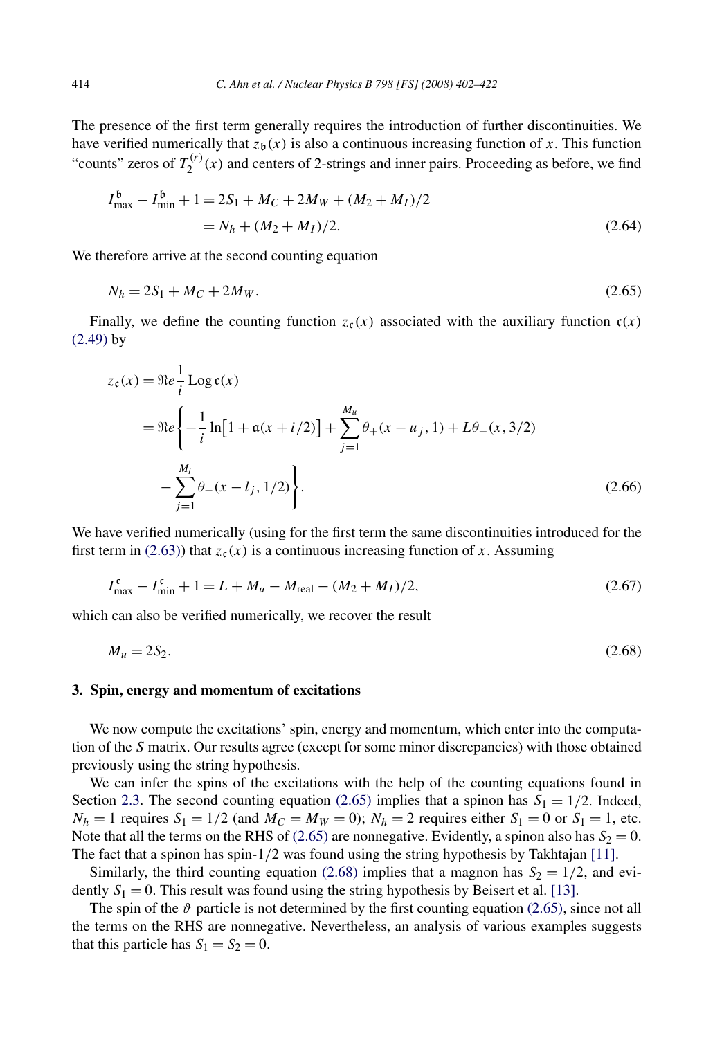The presence of the first term generally requires the introduction of further discontinuities. We have verified numerically that $z_{\mathfrak{b}}(x)$ is also a continuous increasing function of $x$. This function "counts" zeros of $T_2^{(r)}(x)$ and centers of 2-strings and inner pairs. Proceeding as before, we find

$$
\begin{aligned}
I_{\max}^{\mathfrak{b}} - I_{\min}^{\mathfrak{b}} + 1 &= 2S_1 + M_C + 2M_W + (M_2 + M_I)/2 \\
&= N_h + (M_2 + M_I)/2.
\end{aligned}
\tag{2.64}
$$

We therefore arrive at the second counting equation

$$
N_h = 2S_1 + M_C + 2M_W. \tag{2.65}
$$

Finally, we define the counting function $z_{\mathfrak{c}}(x)$ associated with the auxiliary function $\mathfrak{c}(x)$ (2.49) by

$$
\begin{aligned}
z_{\mathfrak{c}}(x) &= \Re e \frac{1}{i} \operatorname{Log} \mathfrak{c}(x) \\
&= \Re e \left\{ -\frac{1}{i} \ln\bigl[1 + \mathfrak{a}(x + i/2)\bigr] + \sum_{j=1}^{M_u} \theta_+(x - u_j, 1) + L\theta_-(x, 3/2) \right. \\
&\quad \left. - \sum_{j=1}^{M_l} \theta_-(x - l_j, 1/2) \right\}.
\end{aligned}
\tag{2.66}
$$

We have verified numerically (using for the first term the same discontinuities introduced for the first term in (2.63)) that $z_{\mathfrak{c}}(x)$ is a continuous increasing function of $x$. Assuming

$$
I_{\max}^{\mathfrak{c}} - I_{\min}^{\mathfrak{c}} + 1 = L + M_u - M_{\text{real}} - (M_2 + M_I)/2, \tag{2.67}
$$

which can also be verified numerically, we recover the result

$$
M_u = 2S_2. \tag{2.68}
$$

## 3. Spin, energy and momentum of excitations

We now compute the excitations' spin, energy and momentum, which enter into the computation of the $S$ matrix. Our results agree (except for some minor discrepancies) with those obtained previously using the string hypothesis.

We can infer the spins of the excitations with the help of the counting equations found in Section 2.3. The second counting equation (2.65) implies that a spinon has $S_1 = 1/2$. Indeed, $N_h = 1$ requires $S_1 = 1/2$ (and $M_C = M_W = 0$); $N_h = 2$ requires either $S_1 = 0$ or $S_1 = 1$, etc. Note that all the terms on the RHS of (2.65) are nonnegative. Evidently, a spinon also has $S_2 = 0$. The fact that a spinon has spin-1/2 was found using the string hypothesis by Takhtajan [11].

Similarly, the third counting equation (2.68) implies that a magnon has $S_2 = 1/2$, and evidently $S_1 = 0$. This result was found using the string hypothesis by Beisert et al. [13].

The spin of the $\vartheta$ particle is not determined by the first counting equation (2.65), since not all the terms on the RHS are nonnegative. Nevertheless, an analysis of various examples suggests that this particle has $S_1 = S_2 = 0$.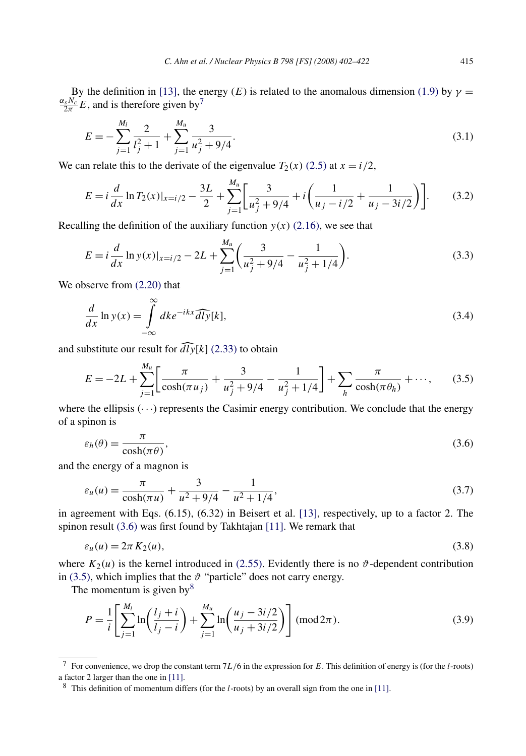By the definition in [13], the energy ($E$) is related to the anomalous dimension (1.9) by $\gamma = \frac{\alpha_s N_c}{2\pi} E$, and is therefore given by[7]

$$E = -\sum_{j=1}^{M_l} \frac{2}{l_j^2+1} + \sum_{j=1}^{M_u} \frac{3}{u_j^2+9/4}. \tag{3.1}$$

We can relate this to the derivate of the eigenvalue $T_2(x)$ (2.5) at $x = i/2$,

$$E = i\frac{d}{dx}\ln T_2(x)|_{x=i/2} - \frac{3L}{2} + \sum_{j=1}^{M_u}\left[\frac{3}{u_j^2+9/4} + i\left(\frac{1}{u_j - i/2} + \frac{1}{u_j - 3i/2}\right)\right]. \tag{3.2}$$

Recalling the definition of the auxiliary function $y(x)$ (2.16), we see that

$$E = i\frac{d}{dx}\ln y(x)|_{x=i/2} - 2L + \sum_{j=1}^{M_u}\left(\frac{3}{u_j^2+9/4} - \frac{1}{u_j^2+1/4}\right). \tag{3.3}$$

We observe from (2.20) that

$$\frac{d}{dx}\ln y(x) = \int_{-\infty}^{\infty} dk e^{-ikx}\widehat{dly}[k], \tag{3.4}$$

and substitute our result for $\widehat{dly}[k]$ (2.33) to obtain

$$E = -2L + \sum_{j=1}^{M_u}\left[\frac{\pi}{\cosh(\pi u_j)} + \frac{3}{u_j^2+9/4} - \frac{1}{u_j^2+1/4}\right] + \sum_h \frac{\pi}{\cosh(\pi\theta_h)} + \cdots, \tag{3.5}$$

where the ellipsis ($\cdots$) represents the Casimir energy contribution. We conclude that the energy of a spinon is

$$\varepsilon_h(\theta) = \frac{\pi}{\cosh(\pi\theta)}, \tag{3.6}$$

and the energy of a magnon is

$$\varepsilon_u(u) = \frac{\pi}{\cosh(\pi u)} + \frac{3}{u^2+9/4} - \frac{1}{u^2+1/4}, \tag{3.7}$$

in agreement with Eqs. (6.15), (6.32) in Beisert et al. [13], respectively, up to a factor 2. The spinon result (3.6) was first found by Takhtajan [11]. We remark that

$$\varepsilon_u(u) = 2\pi K_2(u), \tag{3.8}$$

where $K_2(u)$ is the kernel introduced in (2.55). Evidently there is no $\vartheta$-dependent contribution in (3.5), which implies that the $\vartheta$ "particle" does not carry energy.

The momentum is given by[8]

$$P = \frac{1}{i}\left[\sum_{j=1}^{M_l}\ln\left(\frac{l_j+i}{l_j-i}\right) + \sum_{j=1}^{M_u}\ln\left(\frac{u_j-3i/2}{u_j+3i/2}\right)\right] \pmod{2\pi}. \tag{3.9}$$

---

[7] For convenience, we drop the constant term $7L/6$ in the expression for $E$. This definition of energy is (for the $l$-roots) a factor 2 larger than the one in [11].

[8] This definition of momentum differs (for the $l$-roots) by an overall sign from the one in [11].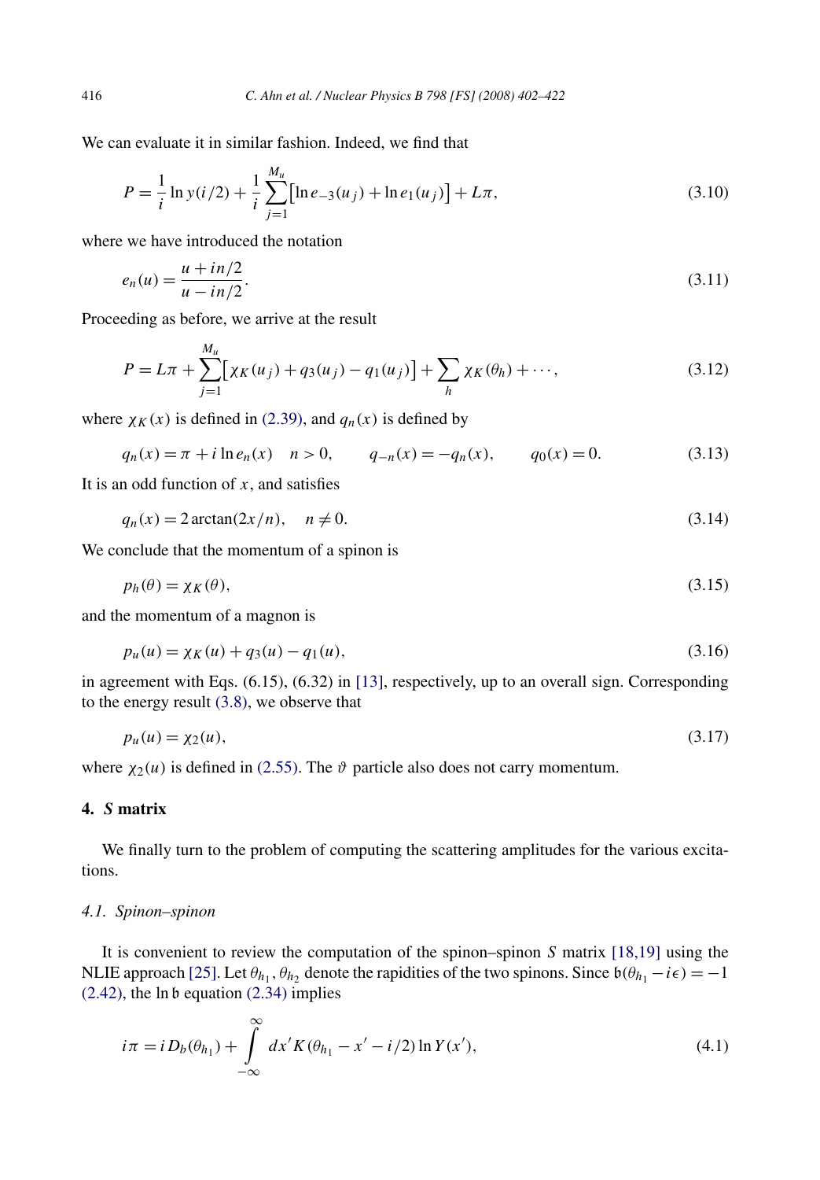We can evaluate it in similar fashion. Indeed, we find that

$$P = \frac{1}{i}\ln y(i/2) + \frac{1}{i}\sum_{j=1}^{M_u}\bigl[\ln e_{-3}(u_j) + \ln e_1(u_j)\bigr] + L\pi, \tag{3.10}$$

where we have introduced the notation

$$e_n(u) = \frac{u + in/2}{u - in/2}. \tag{3.11}$$

Proceeding as before, we arrive at the result

$$P = L\pi + \sum_{j=1}^{M_u}\bigl[\chi_K(u_j) + q_3(u_j) - q_1(u_j)\bigr] + \sum_h \chi_K(\theta_h) + \cdots, \tag{3.12}$$

where $\chi_K(x)$ is defined in (2.39), and $q_n(x)$ is defined by

$$q_n(x) = \pi + i\ln e_n(x) \quad n > 0, \qquad q_{-n}(x) = -q_n(x), \qquad q_0(x) = 0. \tag{3.13}$$

It is an odd function of $x$, and satisfies

$$q_n(x) = 2\arctan(2x/n), \quad n \neq 0. \tag{3.14}$$

We conclude that the momentum of a spinon is

$$p_h(\theta) = \chi_K(\theta), \tag{3.15}$$

and the momentum of a magnon is

$$p_u(u) = \chi_K(u) + q_3(u) - q_1(u), \tag{3.16}$$

in agreement with Eqs. (6.15), (6.32) in [13], respectively, up to an overall sign. Corresponding to the energy result (3.8), we observe that

$$p_u(u) = \chi_2(u), \tag{3.17}$$

where $\chi_2(u)$ is defined in (2.55). The $\vartheta$ particle also does not carry momentum.

## 4. *S* matrix

We finally turn to the problem of computing the scattering amplitudes for the various excitations.

### 4.1. Spinon–spinon

It is convenient to review the computation of the spinon–spinon $S$ matrix [18,19] using the NLIE approach [25]. Let $\theta_{h_1}, \theta_{h_2}$ denote the rapidities of the two spinons. Since $\mathfrak{b}(\theta_{h_1} - i\epsilon) = -1$ (2.42), the $\ln\mathfrak{b}$ equation (2.34) implies

$$i\pi = iD_b(\theta_{h_1}) + \int_{-\infty}^{\infty} dx'\, K(\theta_{h_1} - x' - i/2)\ln Y(x'), \tag{4.1}$$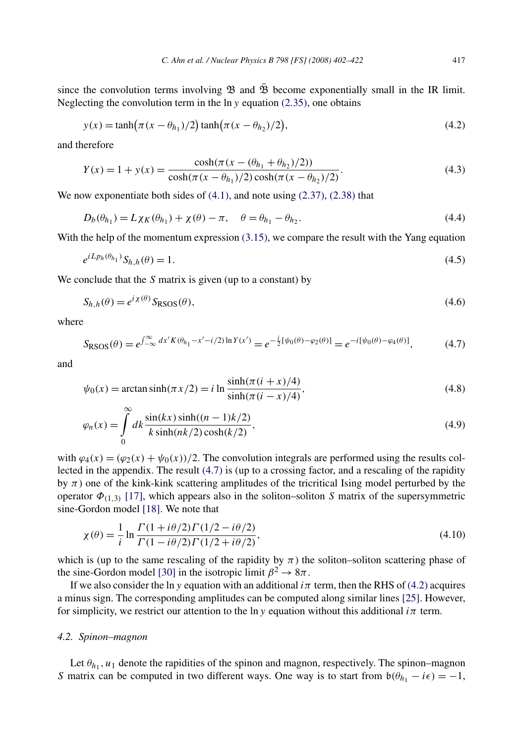since the convolution terms involving $\mathfrak{B}$ and $\bar{\mathfrak{B}}$ become exponentially small in the IR limit. Neglecting the convolution term in the $\ln y$ equation (2.35), one obtains

$$y(x) = \tanh\big(\pi(x-\theta_{h_1})/2\big)\tanh\big(\pi(x-\theta_{h_2})/2\big), \tag{4.2}$$

and therefore

$$Y(x) = 1 + y(x) = \frac{\cosh(\pi(x-(\theta_{h_1}+\theta_{h_2})/2))}{\cosh(\pi(x-\theta_{h_1})/2)\cosh(\pi(x-\theta_{h_2})/2)}. \tag{4.3}$$

We now exponentiate both sides of (4.1), and note using (2.37), (2.38) that

$$D_b(\theta_{h_1}) = L\chi_K(\theta_{h_1}) + \chi(\theta) - \pi, \quad \theta = \theta_{h_1} - \theta_{h_2}. \tag{4.4}$$

With the help of the momentum expression (3.15), we compare the result with the Yang equation

$$e^{iLp_h(\theta_{h_1})} S_{h,h}(\theta) = 1. \tag{4.5}$$

We conclude that the $S$ matrix is given (up to a constant) by

$$S_{h,h}(\theta) = e^{i\chi(\theta)} S_{\text{RSOS}}(\theta), \tag{4.6}$$

where

$$S_{\text{RSOS}}(\theta) = e^{\int_{-\infty}^{\infty} dx'\, K(\theta_{h_1}-x'-i/2)\ln Y(x')} = e^{-\frac{i}{2}[\psi_0(\theta)-\varphi_2(\theta)]} = e^{-i[\psi_0(\theta)-\varphi_4(\theta)]}, \tag{4.7}$$

and

$$\psi_0(x) = \arctan\sinh(\pi x/2) = i\ln\frac{\sinh(\pi(i+x)/4)}{\sinh(\pi(i-x)/4)}, \tag{4.8}$$

$$\varphi_n(x) = \int_0^\infty dk\, \frac{\sin(kx)\sinh((n-1)k/2)}{k\sinh(nk/2)\cosh(k/2)}, \tag{4.9}$$

with $\varphi_4(x) = (\varphi_2(x) + \psi_0(x))/2$. The convolution integrals are performed using the results collected in the appendix. The result (4.7) is (up to a crossing factor, and a rescaling of the rapidity by $\pi$) one of the kink-kink scattering amplitudes of the tricritical Ising model perturbed by the operator $\Phi_{(1,3)}$ [17], which appears also in the soliton–soliton $S$ matrix of the supersymmetric sine-Gordon model [18]. We note that

$$\chi(\theta) = \frac{1}{i}\ln\frac{\Gamma(1+i\theta/2)\Gamma(1/2-i\theta/2)}{\Gamma(1-i\theta/2)\Gamma(1/2+i\theta/2)}, \tag{4.10}$$

which is (up to the same rescaling of the rapidity by $\pi$) the soliton–soliton scattering phase of the sine-Gordon model [30] in the isotropic limit $\beta^2 \to 8\pi$.

If we also consider the $\ln y$ equation with an additional $i\pi$ term, then the RHS of (4.2) acquires a minus sign. The corresponding amplitudes can be computed along similar lines [25]. However, for simplicity, we restrict our attention to the $\ln y$ equation without this additional $i\pi$ term.

### 4.2. Spinon–magnon

Let $\theta_{h_1}, u_1$ denote the rapidities of the spinon and magnon, respectively. The spinon–magnon $S$ matrix can be computed in two different ways. One way is to start from $\mathfrak{b}(\theta_{h_1} - i\epsilon) = -1$,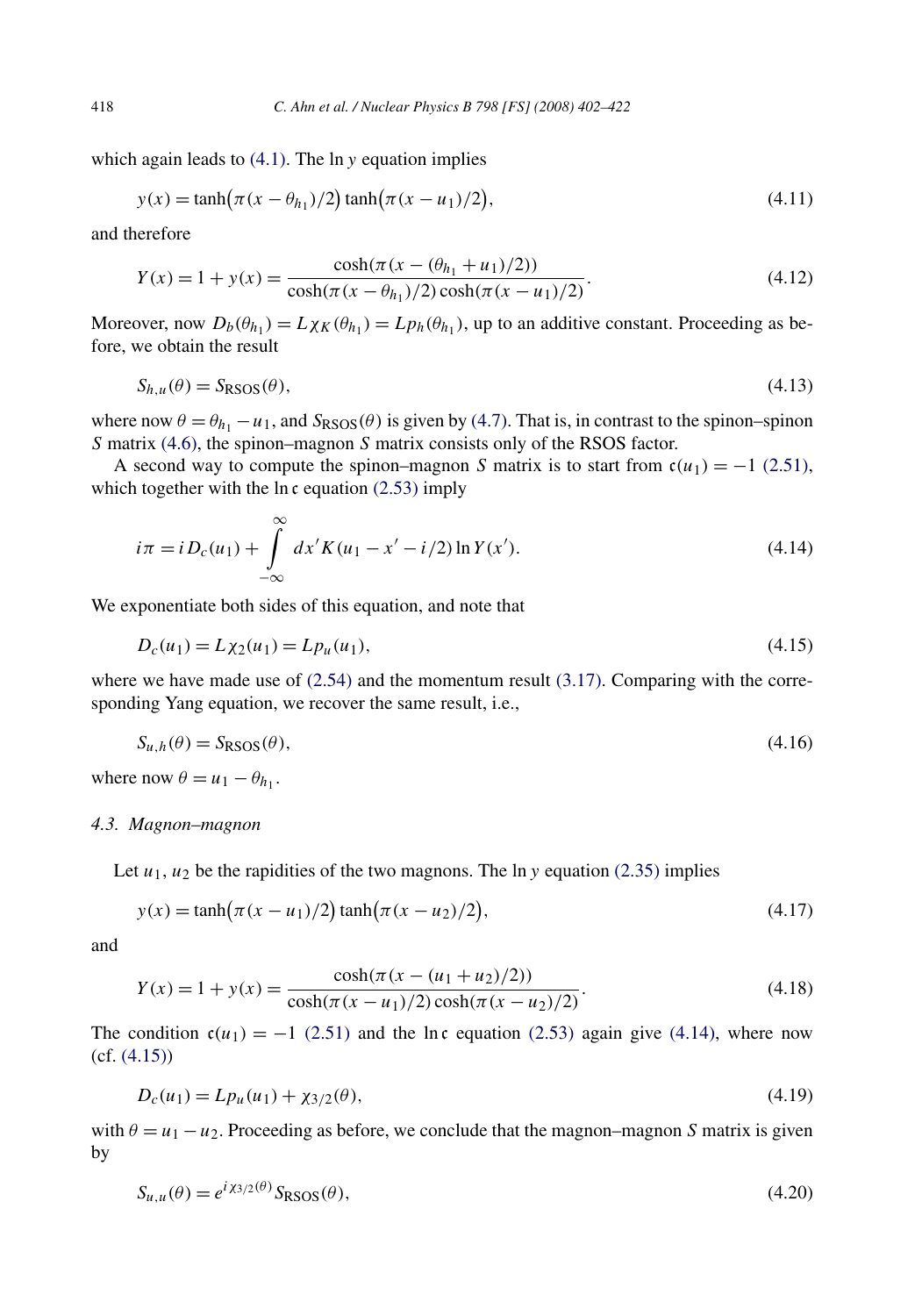which again leads to (4.1). The $\ln y$ equation implies

$$y(x) = \tanh\big(\pi(x - \theta_{h_1})/2\big)\tanh\big(\pi(x - u_1)/2\big), \tag{4.11}$$

and therefore

$$Y(x) = 1 + y(x) = \frac{\cosh(\pi(x - (\theta_{h_1} + u_1)/2))}{\cosh(\pi(x - \theta_{h_1})/2)\cosh(\pi(x - u_1)/2)}. \tag{4.12}$$

Moreover, now $D_b(\theta_{h_1}) = L\chi_K(\theta_{h_1}) = Lp_h(\theta_{h_1})$, up to an additive constant. Proceeding as before, we obtain the result

$$S_{h,u}(\theta) = S_{\text{RSOS}}(\theta), \tag{4.13}$$

where now $\theta = \theta_{h_1} - u_1$, and $S_{\text{RSOS}}(\theta)$ is given by (4.7). That is, in contrast to the spinon–spinon $S$ matrix (4.6), the spinon–magnon $S$ matrix consists only of the RSOS factor.

A second way to compute the spinon–magnon $S$ matrix is to start from $\mathfrak{c}(u_1) = -1$ (2.51), which together with the $\ln \mathfrak{c}$ equation (2.53) imply

$$i\pi = iD_c(u_1) + \int_{-\infty}^{\infty} dx' K(u_1 - x' - i/2)\ln Y(x'). \tag{4.14}$$

We exponentiate both sides of this equation, and note that

$$D_c(u_1) = L\chi_2(u_1) = Lp_u(u_1), \tag{4.15}$$

where we have made use of (2.54) and the momentum result (3.17). Comparing with the corresponding Yang equation, we recover the same result, i.e.,

$$S_{u,h}(\theta) = S_{\text{RSOS}}(\theta), \tag{4.16}$$

where now $\theta = u_1 - \theta_{h_1}$.

### 4.3. Magnon–magnon

Let $u_1$, $u_2$ be the rapidities of the two magnons. The $\ln y$ equation (2.35) implies

$$y(x) = \tanh\big(\pi(x - u_1)/2\big)\tanh\big(\pi(x - u_2)/2\big), \tag{4.17}$$

and

$$Y(x) = 1 + y(x) = \frac{\cosh(\pi(x - (u_1 + u_2)/2))}{\cosh(\pi(x - u_1)/2)\cosh(\pi(x - u_2)/2)}. \tag{4.18}$$

The condition $\mathfrak{c}(u_1) = -1$ (2.51) and the $\ln \mathfrak{c}$ equation (2.53) again give (4.14), where now (cf. (4.15))

$$D_c(u_1) = Lp_u(u_1) + \chi_{3/2}(\theta), \tag{4.19}$$

with $\theta = u_1 - u_2$. Proceeding as before, we conclude that the magnon–magnon $S$ matrix is given by

$$S_{u,u}(\theta) = e^{i\chi_{3/2}(\theta)} S_{\text{RSOS}}(\theta), \tag{4.20}$$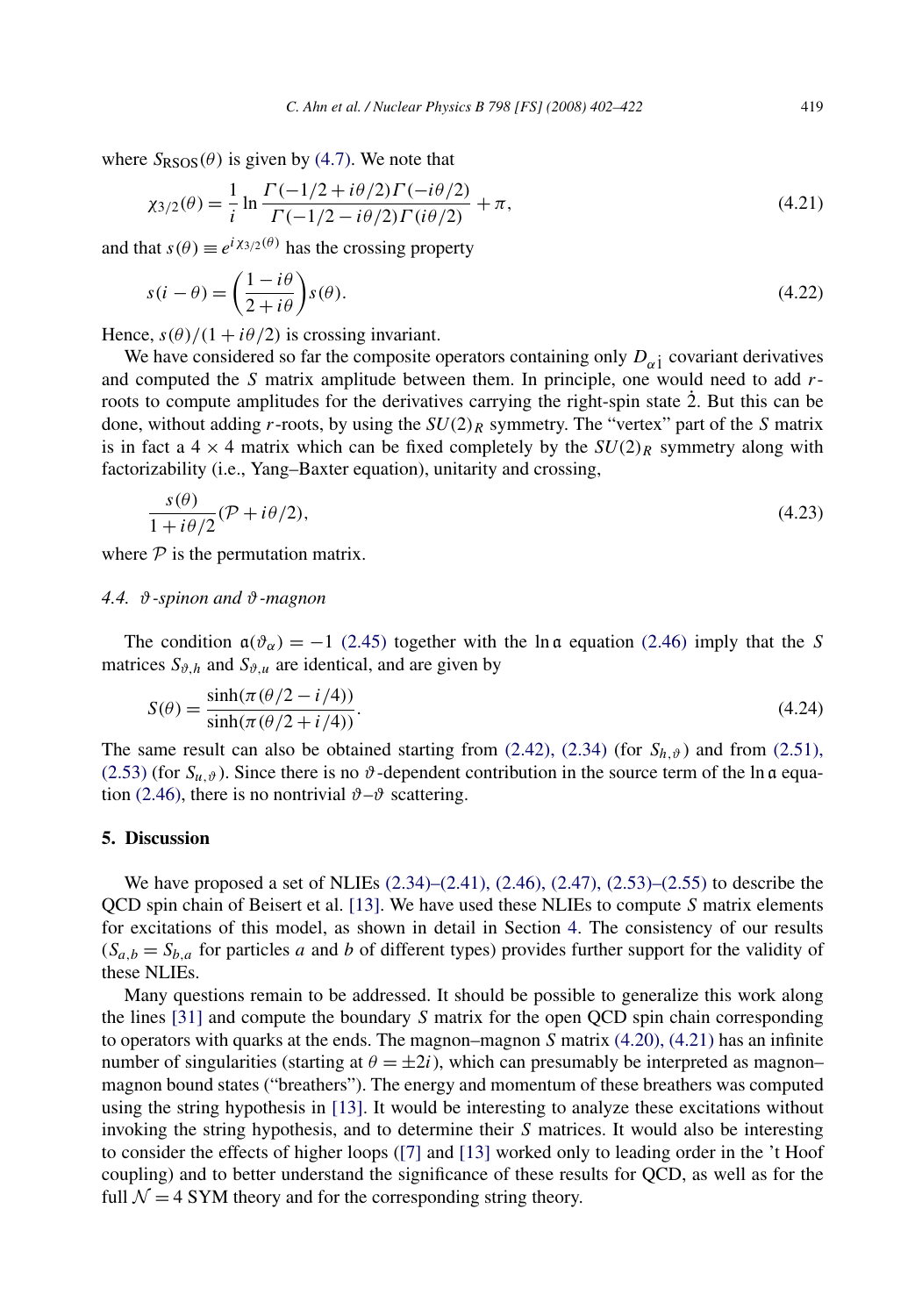where $S_{\mathrm{RSOS}}(\theta)$ is given by (4.7). We note that

$$\chi_{3/2}(\theta) = \frac{1}{i} \ln \frac{\Gamma(-1/2 + i\theta/2)\Gamma(-i\theta/2)}{\Gamma(-1/2 - i\theta/2)\Gamma(i\theta/2)} + \pi, \tag{4.21}$$

and that $s(\theta) \equiv e^{i\chi_{3/2}(\theta)}$ has the crossing property

$$s(i - \theta) = \left(\frac{1 - i\theta}{2 + i\theta}\right) s(\theta). \tag{4.22}$$

Hence, $s(\theta)/(1 + i\theta/2)$ is crossing invariant.

We have considered so far the composite operators containing only $D_{\alpha\dot{1}}$ covariant derivatives and computed the $S$ matrix amplitude between them. In principle, one would need to add $r$-roots to compute amplitudes for the derivatives carrying the right-spin state $\dot{2}$. But this can be done, without adding $r$-roots, by using the $SU(2)_R$ symmetry. The "vertex" part of the $S$ matrix is in fact a $4 \times 4$ matrix which can be fixed completely by the $SU(2)_R$ symmetry along with factorizability (i.e., Yang–Baxter equation), unitarity and crossing,

$$\frac{s(\theta)}{1 + i\theta/2}(\mathcal{P} + i\theta/2), \tag{4.23}$$

where $\mathcal{P}$ is the permutation matrix.

### 4.4. $\vartheta$-spinon and $\vartheta$-magnon

The condition $\mathfrak{a}(\vartheta_\alpha) = -1$ (2.45) together with the $\ln \mathfrak{a}$ equation (2.46) imply that the $S$ matrices $S_{\vartheta,h}$ and $S_{\vartheta,u}$ are identical, and are given by

$$S(\theta) = \frac{\sinh(\pi(\theta/2 - i/4))}{\sinh(\pi(\theta/2 + i/4))}. \tag{4.24}$$

The same result can also be obtained starting from (2.42), (2.34) (for $S_{h,\vartheta}$) and from (2.51), (2.53) (for $S_{u,\vartheta}$). Since there is no $\vartheta$-dependent contribution in the source term of the $\ln \mathfrak{a}$ equation (2.46), there is no nontrivial $\vartheta$–$\vartheta$ scattering.

## 5. Discussion

We have proposed a set of NLIEs (2.34)–(2.41), (2.46), (2.47), (2.53)–(2.55) to describe the QCD spin chain of Beisert et al. [13]. We have used these NLIEs to compute $S$ matrix elements for excitations of this model, as shown in detail in Section 4. The consistency of our results ($S_{a,b} = S_{b,a}$ for particles $a$ and $b$ of different types) provides further support for the validity of these NLIEs.

Many questions remain to be addressed. It should be possible to generalize this work along the lines [31] and compute the boundary $S$ matrix for the open QCD spin chain corresponding to operators with quarks at the ends. The magnon–magnon $S$ matrix (4.20), (4.21) has an infinite number of singularities (starting at $\theta = \pm 2i$), which can presumably be interpreted as magnon–magnon bound states ("breathers"). The energy and momentum of these breathers was computed using the string hypothesis in [13]. It would be interesting to analyze these excitations without invoking the string hypothesis, and to determine their $S$ matrices. It would also be interesting to consider the effects of higher loops ([7] and [13] worked only to leading order in the 't Hoof coupling) and to better understand the significance of these results for QCD, as well as for the full $\mathcal{N} = 4$ SYM theory and for the corresponding string theory.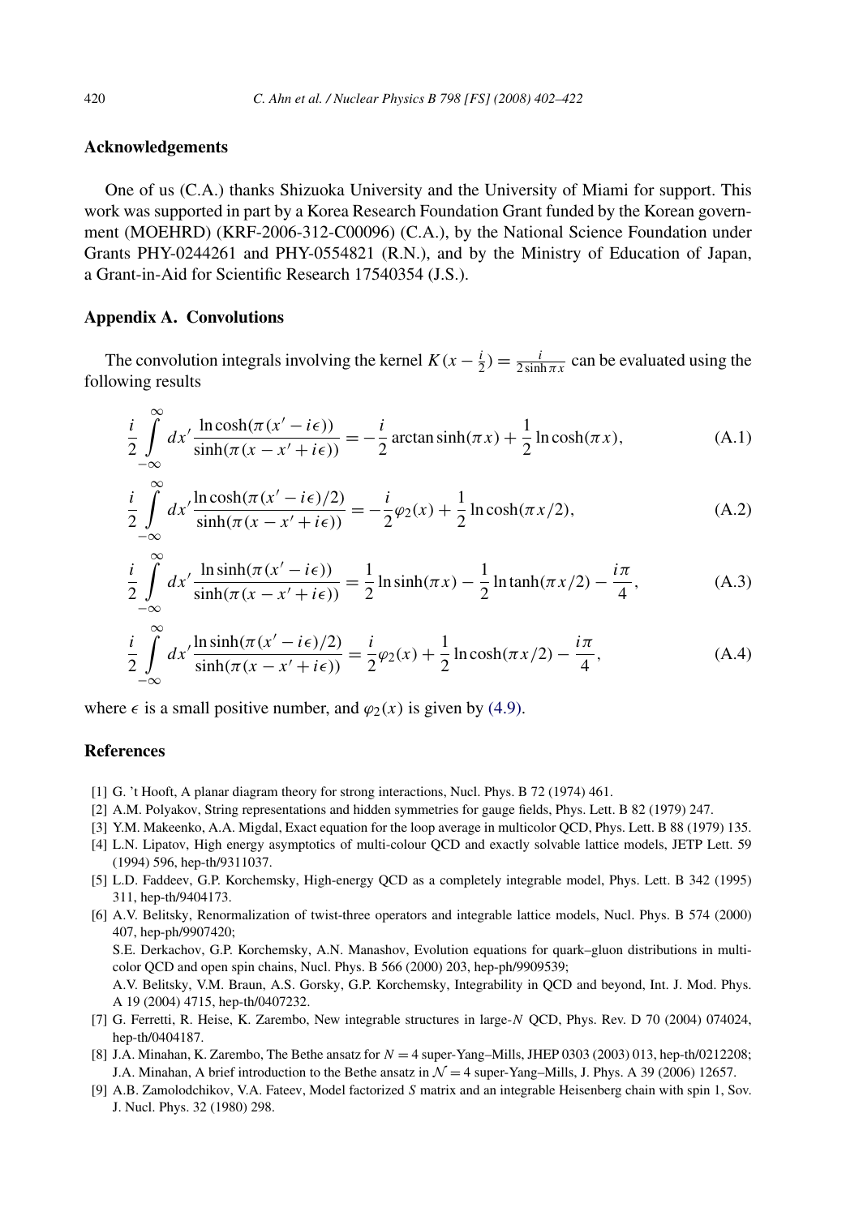## Acknowledgements

One of us (C.A.) thanks Shizuoka University and the University of Miami for support. This work was supported in part by a Korea Research Foundation Grant funded by the Korean government (MOEHRD) (KRF-2006-312-C00096) (C.A.), by the National Science Foundation under Grants PHY-0244261 and PHY-0554821 (R.N.), and by the Ministry of Education of Japan, a Grant-in-Aid for Scientific Research 17540354 (J.S.).

## Appendix A. Convolutions

The convolution integrals involving the kernel $K(x - \frac{i}{2}) = \frac{i}{2\sinh \pi x}$ can be evaluated using the following results

$$\frac{i}{2}\int_{-\infty}^{\infty} dx' \frac{\ln\cosh(\pi(x' - i\epsilon))}{\sinh(\pi(x - x' + i\epsilon))} = -\frac{i}{2}\arctan\sinh(\pi x) + \frac{1}{2}\ln\cosh(\pi x), \tag{A.1}$$

$$\frac{i}{2}\int_{-\infty}^{\infty} dx' \frac{\ln\cosh(\pi(x' - i\epsilon)/2)}{\sinh(\pi(x - x' + i\epsilon))} = -\frac{i}{2}\varphi_2(x) + \frac{1}{2}\ln\cosh(\pi x/2), \tag{A.2}$$

$$\frac{i}{2}\int_{-\infty}^{\infty} dx' \frac{\ln\sinh(\pi(x' - i\epsilon))}{\sinh(\pi(x - x' + i\epsilon))} = \frac{1}{2}\ln\sinh(\pi x) - \frac{1}{2}\ln\tanh(\pi x/2) - \frac{i\pi}{4}, \tag{A.3}$$

$$\frac{i}{2}\int_{-\infty}^{\infty} dx' \frac{\ln\sinh(\pi(x' - i\epsilon)/2)}{\sinh(\pi(x - x' + i\epsilon))} = \frac{i}{2}\varphi_2(x) + \frac{1}{2}\ln\cosh(\pi x/2) - \frac{i\pi}{4}, \tag{A.4}$$

where $\epsilon$ is a small positive number, and $\varphi_2(x)$ is given by (4.9).

## References

[1] G. 't Hooft, A planar diagram theory for strong interactions, Nucl. Phys. B 72 (1974) 461.

[2] A.M. Polyakov, String representations and hidden symmetries for gauge fields, Phys. Lett. B 82 (1979) 247.

[3] Y.M. Makeenko, A.A. Migdal, Exact equation for the loop average in multicolor QCD, Phys. Lett. B 88 (1979) 135.

[4] L.N. Lipatov, High energy asymptotics of multi-colour QCD and exactly solvable lattice models, JETP Lett. 59 (1994) 596, hep-th/9311037.

[5] L.D. Faddeev, G.P. Korchemsky, High-energy QCD as a completely integrable model, Phys. Lett. B 342 (1995) 311, hep-th/9404173.

[6] A.V. Belitsky, Renormalization of twist-three operators and integrable lattice models, Nucl. Phys. B 574 (2000) 407, hep-ph/9907420;
S.E. Derkachov, G.P. Korchemsky, A.N. Manashov, Evolution equations for quark–gluon distributions in multi-color QCD and open spin chains, Nucl. Phys. B 566 (2000) 203, hep-ph/9909539;
A.V. Belitsky, V.M. Braun, A.S. Gorsky, G.P. Korchemsky, Integrability in QCD and beyond, Int. J. Mod. Phys. A 19 (2004) 4715, hep-th/0407232.

[7] G. Ferretti, R. Heise, K. Zarembo, New integrable structures in large-$N$ QCD, Phys. Rev. D 70 (2004) 074024, hep-th/0404187.

[8] J.A. Minahan, K. Zarembo, The Bethe ansatz for $N = 4$ super-Yang–Mills, JHEP 0303 (2003) 013, hep-th/0212208;
J.A. Minahan, A brief introduction to the Bethe ansatz in $\mathcal{N} = 4$ super-Yang–Mills, J. Phys. A 39 (2006) 12657.

[9] A.B. Zamolodchikov, V.A. Fateev, Model factorized $S$ matrix and an integrable Heisenberg chain with spin 1, Sov. J. Nucl. Phys. 32 (1980) 298.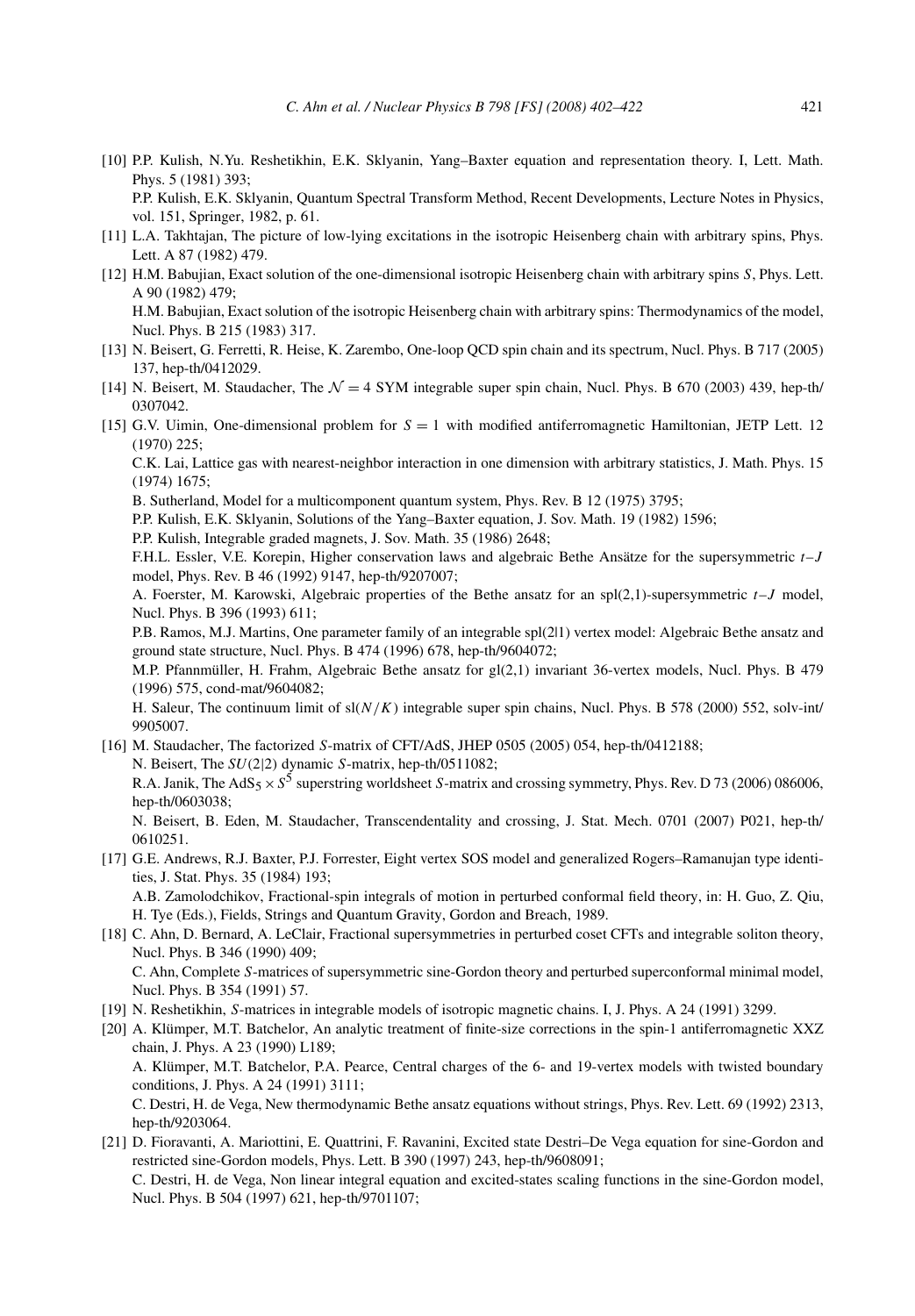[10] P.P. Kulish, N.Yu. Reshetikhin, E.K. Sklyanin, Yang–Baxter equation and representation theory. I, Lett. Math. Phys. 5 (1981) 393;
P.P. Kulish, E.K. Sklyanin, Quantum Spectral Transform Method, Recent Developments, Lecture Notes in Physics, vol. 151, Springer, 1982, p. 61.

[11] L.A. Takhtajan, The picture of low-lying excitations in the isotropic Heisenberg chain with arbitrary spins, Phys. Lett. A 87 (1982) 479.

[12] H.M. Babujian, Exact solution of the one-dimensional isotropic Heisenberg chain with arbitrary spins $S$, Phys. Lett. A 90 (1982) 479;
H.M. Babujian, Exact solution of the isotropic Heisenberg chain with arbitrary spins: Thermodynamics of the model, Nucl. Phys. B 215 (1983) 317.

[13] N. Beisert, G. Ferretti, R. Heise, K. Zarembo, One-loop QCD spin chain and its spectrum, Nucl. Phys. B 717 (2005) 137, hep-th/0412029.

[14] N. Beisert, M. Staudacher, The $\mathcal{N}=4$ SYM integrable super spin chain, Nucl. Phys. B 670 (2003) 439, hep-th/0307042.

[15] G.V. Uimin, One-dimensional problem for $S=1$ with modified antiferromagnetic Hamiltonian, JETP Lett. 12 (1970) 225;
C.K. Lai, Lattice gas with nearest-neighbor interaction in one dimension with arbitrary statistics, J. Math. Phys. 15 (1974) 1675;
B. Sutherland, Model for a multicomponent quantum system, Phys. Rev. B 12 (1975) 3795;
P.P. Kulish, E.K. Sklyanin, Solutions of the Yang–Baxter equation, J. Sov. Math. 19 (1982) 1596;
P.P. Kulish, Integrable graded magnets, J. Sov. Math. 35 (1986) 2648;
F.H.L. Essler, V.E. Korepin, Higher conservation laws and algebraic Bethe Ansätze for the supersymmetric $t$–$J$ model, Phys. Rev. B 46 (1992) 9147, hep-th/9207007;
A. Foerster, M. Karowski, Algebraic properties of the Bethe ansatz for an spl(2,1)-supersymmetric $t$–$J$ model, Nucl. Phys. B 396 (1993) 611;
P.B. Ramos, M.J. Martins, One parameter family of an integrable spl(2|1) vertex model: Algebraic Bethe ansatz and ground state structure, Nucl. Phys. B 474 (1996) 678, hep-th/9604072;
M.P. Pfannmüller, H. Frahm, Algebraic Bethe ansatz for gl(2,1) invariant 36-vertex models, Nucl. Phys. B 479 (1996) 575, cond-mat/9604082;
H. Saleur, The continuum limit of sl($N/K$) integrable super spin chains, Nucl. Phys. B 578 (2000) 552, solv-int/9905007.

[16] M. Staudacher, The factorized $S$-matrix of CFT/AdS, JHEP 0505 (2005) 054, hep-th/0412188;
N. Beisert, The $SU(2|2)$ dynamic $S$-matrix, hep-th/0511082;
R.A. Janik, The $\mathrm{AdS}_5 \times S^5$ superstring worldsheet $S$-matrix and crossing symmetry, Phys. Rev. D 73 (2006) 086006, hep-th/0603038;
N. Beisert, B. Eden, M. Staudacher, Transcendentality and crossing, J. Stat. Mech. 0701 (2007) P021, hep-th/0610251.

[17] G.E. Andrews, R.J. Baxter, P.J. Forrester, Eight vertex SOS model and generalized Rogers–Ramanujan type identities, J. Stat. Phys. 35 (1984) 193;
A.B. Zamolodchikov, Fractional-spin integrals of motion in perturbed conformal field theory, in: H. Guo, Z. Qiu, H. Tye (Eds.), Fields, Strings and Quantum Gravity, Gordon and Breach, 1989.

[18] C. Ahn, D. Bernard, A. LeClair, Fractional supersymmetries in perturbed coset CFTs and integrable soliton theory, Nucl. Phys. B 346 (1990) 409;
C. Ahn, Complete $S$-matrices of supersymmetric sine-Gordon theory and perturbed superconformal minimal model, Nucl. Phys. B 354 (1991) 57.

[19] N. Reshetikhin, $S$-matrices in integrable models of isotropic magnetic chains. I, J. Phys. A 24 (1991) 3299.

[20] A. Klümper, M.T. Batchelor, An analytic treatment of finite-size corrections in the spin-1 antiferromagnetic XXZ chain, J. Phys. A 23 (1990) L189;
A. Klümper, M.T. Batchelor, P.A. Pearce, Central charges of the 6- and 19-vertex models with twisted boundary conditions, J. Phys. A 24 (1991) 3111;
C. Destri, H. de Vega, New thermodynamic Bethe ansatz equations without strings, Phys. Rev. Lett. 69 (1992) 2313, hep-th/9203064.

[21] D. Fioravanti, A. Mariottini, E. Quattrini, F. Ravanini, Excited state Destri–De Vega equation for sine-Gordon and restricted sine-Gordon models, Phys. Lett. B 390 (1997) 243, hep-th/9608091;
C. Destri, H. de Vega, Non linear integral equation and excited-states scaling functions in the sine-Gordon model, Nucl. Phys. B 504 (1997) 621, hep-th/9701107;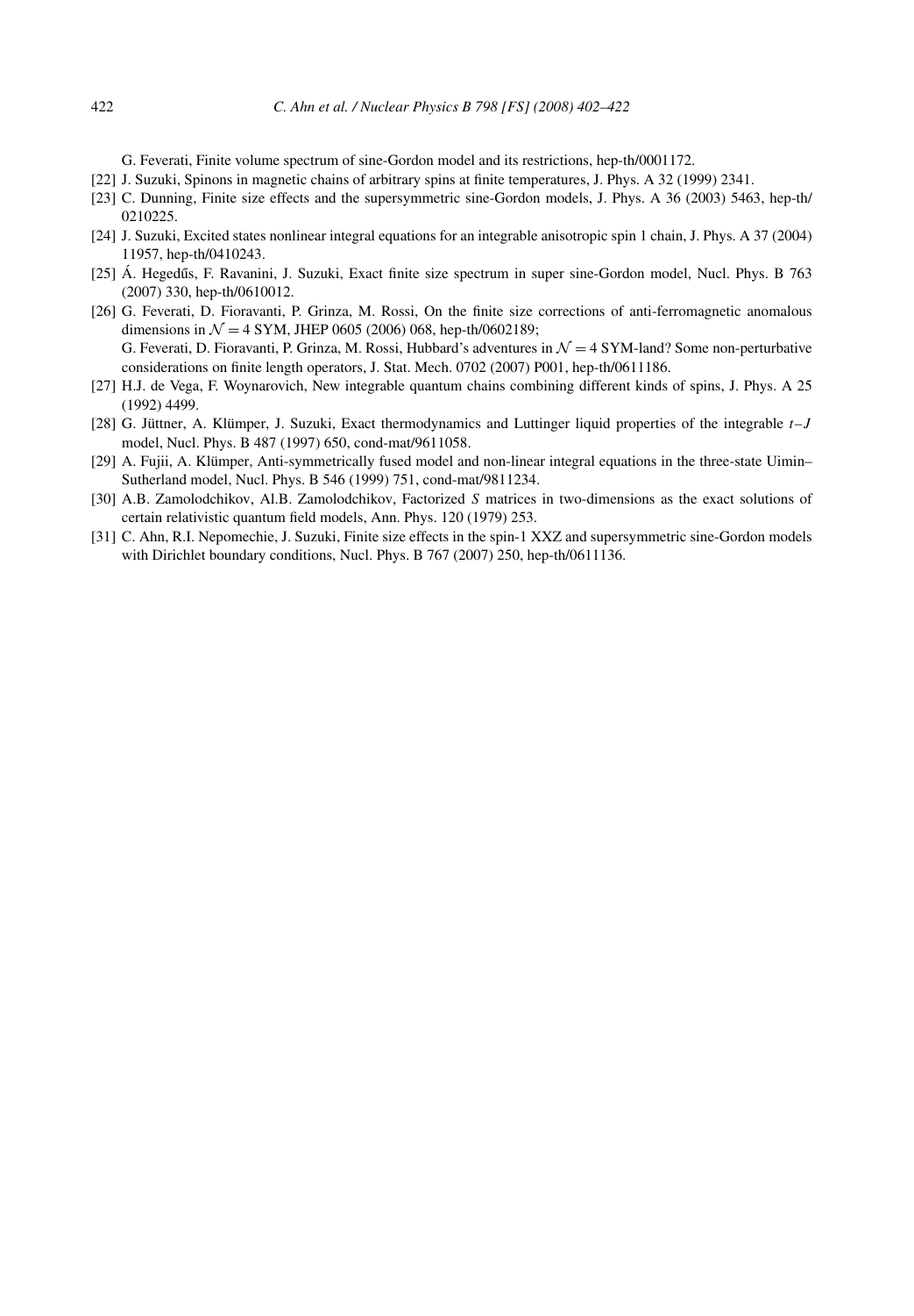G. Feverati, Finite volume spectrum of sine-Gordon model and its restrictions, hep-th/0001172.

[22] J. Suzuki, Spinons in magnetic chains of arbitrary spins at finite temperatures, J. Phys. A 32 (1999) 2341.

[23] C. Dunning, Finite size effects and the supersymmetric sine-Gordon models, J. Phys. A 36 (2003) 5463, hep-th/0210225.

[24] J. Suzuki, Excited states nonlinear integral equations for an integrable anisotropic spin 1 chain, J. Phys. A 37 (2004) 11957, hep-th/0410243.

[25] Á. Hegedűs, F. Ravanini, J. Suzuki, Exact finite size spectrum in super sine-Gordon model, Nucl. Phys. B 763 (2007) 330, hep-th/0610012.

[26] G. Feverati, D. Fioravanti, P. Grinza, M. Rossi, On the finite size corrections of anti-ferromagnetic anomalous dimensions in $\mathcal{N} = 4$ SYM, JHEP 0605 (2006) 068, hep-th/0602189;
G. Feverati, D. Fioravanti, P. Grinza, M. Rossi, Hubbard's adventures in $\mathcal{N} = 4$ SYM-land? Some non-perturbative considerations on finite length operators, J. Stat. Mech. 0702 (2007) P001, hep-th/0611186.

[27] H.J. de Vega, F. Woynarovich, New integrable quantum chains combining different kinds of spins, J. Phys. A 25 (1992) 4499.

[28] G. Jüttner, A. Klümper, J. Suzuki, Exact thermodynamics and Luttinger liquid properties of the integrable $t$–$J$ model, Nucl. Phys. B 487 (1997) 650, cond-mat/9611058.

[29] A. Fujii, A. Klümper, Anti-symmetrically fused model and non-linear integral equations in the three-state Uimin–Sutherland model, Nucl. Phys. B 546 (1999) 751, cond-mat/9811234.

[30] A.B. Zamolodchikov, Al.B. Zamolodchikov, Factorized $S$ matrices in two-dimensions as the exact solutions of certain relativistic quantum field models, Ann. Phys. 120 (1979) 253.

[31] C. Ahn, R.I. Nepomechie, J. Suzuki, Finite size effects in the spin-1 XXZ and supersymmetric sine-Gordon models with Dirichlet boundary conditions, Nucl. Phys. B 767 (2007) 250, hep-th/0611136.